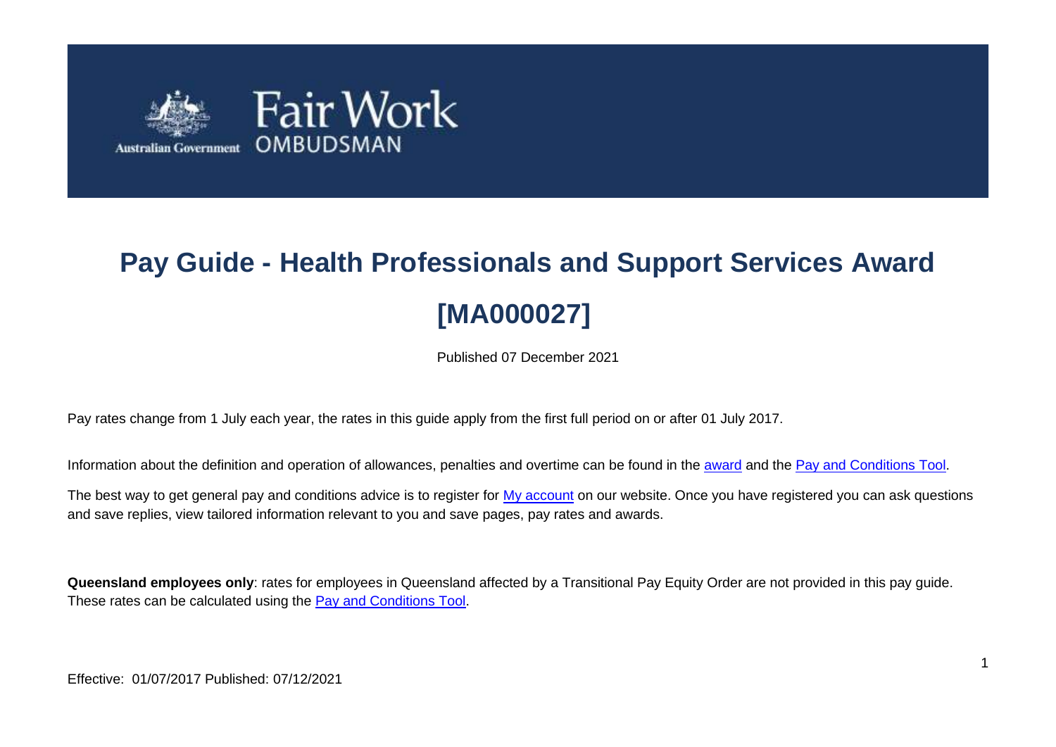# Pay Guide - Health Professionals and Support Services Award [MA000027]

Published 07 December 2021

Pay rates change from 1 July each year, the rates in this guide apply from the first full period on or after 01 July 2017.

Information about the definition and operation of allowances, penalties and overtime can be found in the award and the Pay and Conditions Tool.

The best way to get general pay and conditions advice is to register for My account on our website. Once you have registered you can ask questions and save replies, view tailored information relevant to you and save pages, pay rates and awards.

**Queensland employees only**: rates for employees in Queensland affected by a Transitional Pay Equity Order are not provided in this pay guide. These rates can be calculated using the Pay and Conditions Tool.

Effective: 01/07/2017 Published: 07/12/2021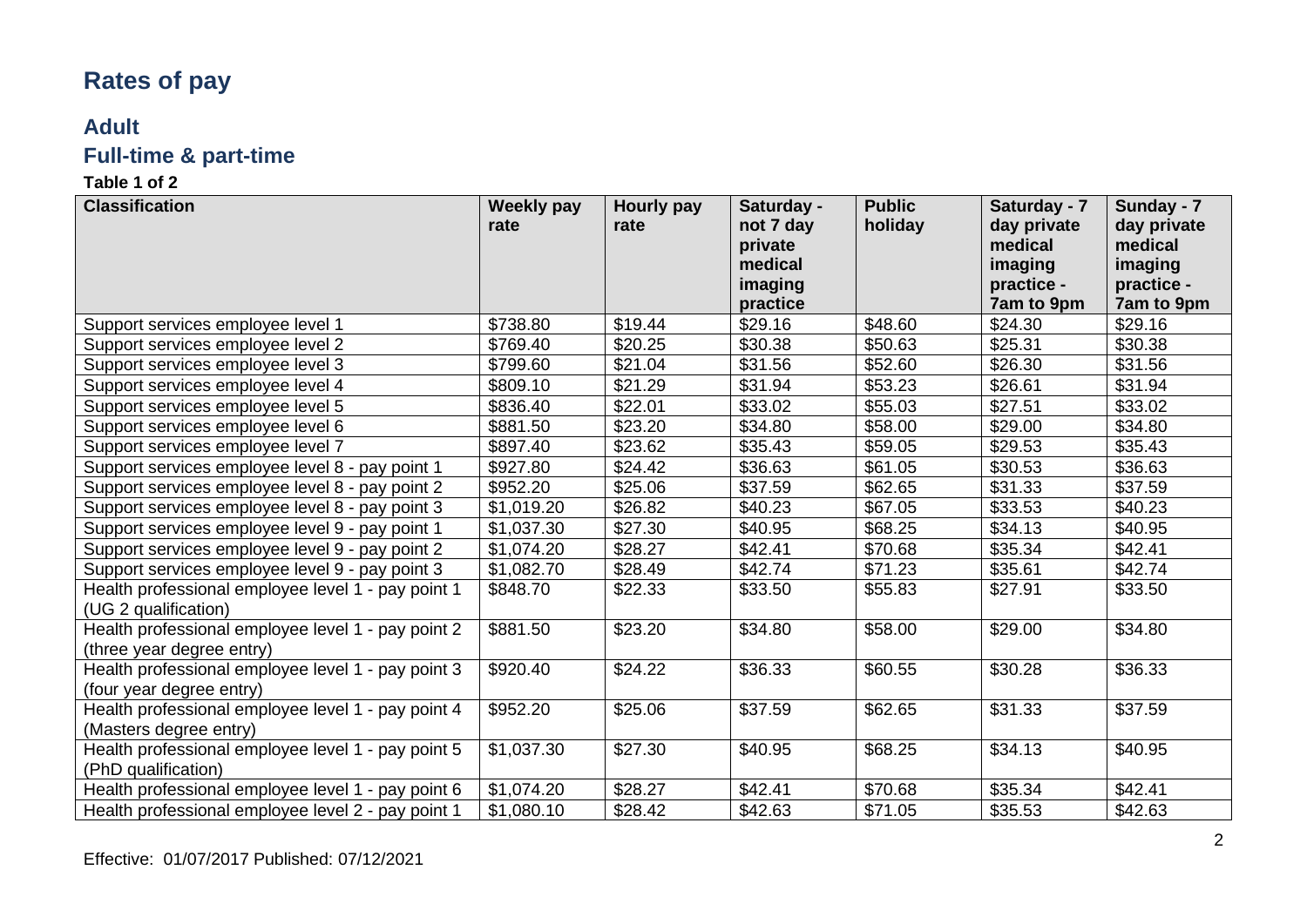# Rates of pay

## Adult

### Full-time & part-time

**Table 1 of 2**

| Classification | Weekly pay rate | Hourly pay rate | Saturday - not 7 day private medical imaging practice | Public holiday | Saturday - 7 day private medical imaging practice - 7am to 9pm | Sunday - 7 day private medical imaging practice - 7am to 9pm |
|---|---|---|---|---|---|---|
| Support services employee level 1 | $738.80 | $19.44 | $29.16 | $48.60 | $24.30 | $29.16 |
| Support services employee level 2 | $769.40 | $20.25 | $30.38 | $50.63 | $25.31 | $30.38 |
| Support services employee level 3 | $799.60 | $21.04 | $31.56 | $52.60 | $26.30 | $31.56 |
| Support services employee level 4 | $809.10 | $21.29 | $31.94 | $53.23 | $26.61 | $31.94 |
| Support services employee level 5 | $836.40 | $22.01 | $33.02 | $55.03 | $27.51 | $33.02 |
| Support services employee level 6 | $881.50 | $23.20 | $34.80 | $58.00 | $29.00 | $34.80 |
| Support services employee level 7 | $897.40 | $23.62 | $35.43 | $59.05 | $29.53 | $35.43 |
| Support services employee level 8 - pay point 1 | $927.80 | $24.42 | $36.63 | $61.05 | $30.53 | $36.63 |
| Support services employee level 8 - pay point 2 | $952.20 | $25.06 | $37.59 | $62.65 | $31.33 | $37.59 |
| Support services employee level 8 - pay point 3 | $1,019.20 | $26.82 | $40.23 | $67.05 | $33.53 | $40.23 |
| Support services employee level 9 - pay point 1 | $1,037.30 | $27.30 | $40.95 | $68.25 | $34.13 | $40.95 |
| Support services employee level 9 - pay point 2 | $1,074.20 | $28.27 | $42.41 | $70.68 | $35.34 | $42.41 |
| Support services employee level 9 - pay point 3 | $1,082.70 | $28.49 | $42.74 | $71.23 | $35.61 | $42.74 |
| Health professional employee level 1 - pay point 1 (UG 2 qualification) | $848.70 | $22.33 | $33.50 | $55.83 | $27.91 | $33.50 |
| Health professional employee level 1 - pay point 2 (three year degree entry) | $881.50 | $23.20 | $34.80 | $58.00 | $29.00 | $34.80 |
| Health professional employee level 1 - pay point 3 (four year degree entry) | $920.40 | $24.22 | $36.33 | $60.55 | $30.28 | $36.33 |
| Health professional employee level 1 - pay point 4 (Masters degree entry) | $952.20 | $25.06 | $37.59 | $62.65 | $31.33 | $37.59 |
| Health professional employee level 1 - pay point 5 (PhD qualification) | $1,037.30 | $27.30 | $40.95 | $68.25 | $34.13 | $40.95 |
| Health professional employee level 1 - pay point 6 | $1,074.20 | $28.27 | $42.41 | $70.68 | $35.34 | $42.41 |
| Health professional employee level 2 - pay point 1 | $1,080.10 | $28.42 | $42.63 | $71.05 | $35.53 | $42.63 |

Effective: 01/07/2017 Published: 07/12/2021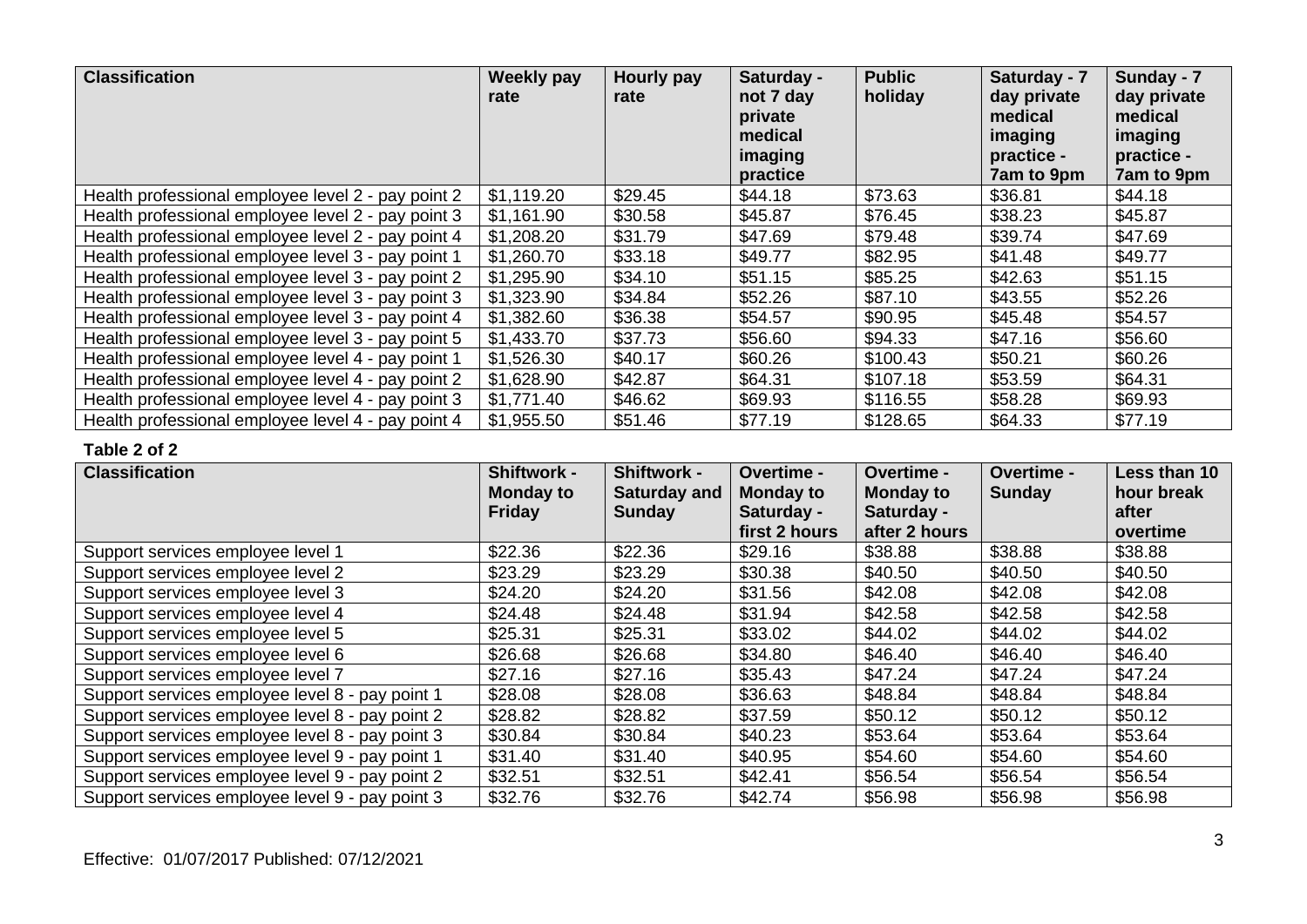| Classification | Weekly pay rate | Hourly pay rate | Saturday - not 7 day private medical imaging practice | Public holiday | Saturday - 7 day private medical imaging practice - 7am to 9pm | Sunday - 7 day private medical imaging practice - 7am to 9pm |
|---|---|---|---|---|---|---|
| Health professional employee level 2 - pay point 2 | $1,119.20 | $29.45 | $44.18 | $73.63 | $36.81 | $44.18 |
| Health professional employee level 2 - pay point 3 | $1,161.90 | $30.58 | $45.87 | $76.45 | $38.23 | $45.87 |
| Health professional employee level 2 - pay point 4 | $1,208.20 | $31.79 | $47.69 | $79.48 | $39.74 | $47.69 |
| Health professional employee level 3 - pay point 1 | $1,260.70 | $33.18 | $49.77 | $82.95 | $41.48 | $49.77 |
| Health professional employee level 3 - pay point 2 | $1,295.90 | $34.10 | $51.15 | $85.25 | $42.63 | $51.15 |
| Health professional employee level 3 - pay point 3 | $1,323.90 | $34.84 | $52.26 | $87.10 | $43.55 | $52.26 |
| Health professional employee level 3 - pay point 4 | $1,382.60 | $36.38 | $54.57 | $90.95 | $45.48 | $54.57 |
| Health professional employee level 3 - pay point 5 | $1,433.70 | $37.73 | $56.60 | $94.33 | $47.16 | $56.60 |
| Health professional employee level 4 - pay point 1 | $1,526.30 | $40.17 | $60.26 | $100.43 | $50.21 | $60.26 |
| Health professional employee level 4 - pay point 2 | $1,628.90 | $42.87 | $64.31 | $107.18 | $53.59 | $64.31 |
| Health professional employee level 4 - pay point 3 | $1,771.40 | $46.62 | $69.93 | $116.55 | $58.28 | $69.93 |
| Health professional employee level 4 - pay point 4 | $1,955.50 | $51.46 | $77.19 | $128.65 | $64.33 | $77.19 |

**Table 2 of 2**

| Classification | Shiftwork - Monday to Friday | Shiftwork - Saturday and Sunday | Overtime - Monday to Saturday - first 2 hours | Overtime - Monday to Saturday - after 2 hours | Overtime - Sunday | Less than 10 hour break after overtime |
|---|---|---|---|---|---|---|
| Support services employee level 1 | $22.36 | $22.36 | $29.16 | $38.88 | $38.88 | $38.88 |
| Support services employee level 2 | $23.29 | $23.29 | $30.38 | $40.50 | $40.50 | $40.50 |
| Support services employee level 3 | $24.20 | $24.20 | $31.56 | $42.08 | $42.08 | $42.08 |
| Support services employee level 4 | $24.48 | $24.48 | $31.94 | $42.58 | $42.58 | $42.58 |
| Support services employee level 5 | $25.31 | $25.31 | $33.02 | $44.02 | $44.02 | $44.02 |
| Support services employee level 6 | $26.68 | $26.68 | $34.80 | $46.40 | $46.40 | $46.40 |
| Support services employee level 7 | $27.16 | $27.16 | $35.43 | $47.24 | $47.24 | $47.24 |
| Support services employee level 8 - pay point 1 | $28.08 | $28.08 | $36.63 | $48.84 | $48.84 | $48.84 |
| Support services employee level 8 - pay point 2 | $28.82 | $28.82 | $37.59 | $50.12 | $50.12 | $50.12 |
| Support services employee level 8 - pay point 3 | $30.84 | $30.84 | $40.23 | $53.64 | $53.64 | $53.64 |
| Support services employee level 9 - pay point 1 | $31.40 | $31.40 | $40.95 | $54.60 | $54.60 | $54.60 |
| Support services employee level 9 - pay point 2 | $32.51 | $32.51 | $42.41 | $56.54 | $56.54 | $56.54 |
| Support services employee level 9 - pay point 3 | $32.76 | $32.76 | $42.74 | $56.98 | $56.98 | $56.98 |

Effective: 01/07/2017 Published: 07/12/2021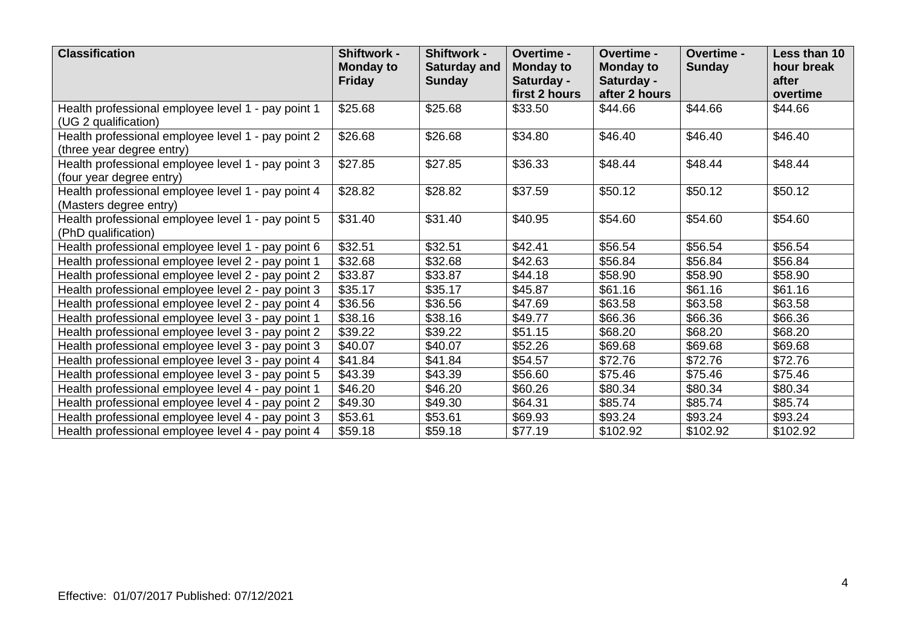| Classification | Shiftwork - Monday to Friday | Shiftwork - Saturday and Sunday | Overtime - Monday to Saturday - first 2 hours | Overtime - Monday to Saturday - after 2 hours | Overtime - Sunday | Less than 10 hour break after overtime |
|---|---|---|---|---|---|---|
| Health professional employee level 1 - pay point 1 (UG 2 qualification) | $25.68 | $25.68 | $33.50 | $44.66 | $44.66 | $44.66 |
| Health professional employee level 1 - pay point 2 (three year degree entry) | $26.68 | $26.68 | $34.80 | $46.40 | $46.40 | $46.40 |
| Health professional employee level 1 - pay point 3 (four year degree entry) | $27.85 | $27.85 | $36.33 | $48.44 | $48.44 | $48.44 |
| Health professional employee level 1 - pay point 4 (Masters degree entry) | $28.82 | $28.82 | $37.59 | $50.12 | $50.12 | $50.12 |
| Health professional employee level 1 - pay point 5 (PhD qualification) | $31.40 | $31.40 | $40.95 | $54.60 | $54.60 | $54.60 |
| Health professional employee level 1 - pay point 6 | $32.51 | $32.51 | $42.41 | $56.54 | $56.54 | $56.54 |
| Health professional employee level 2 - pay point 1 | $32.68 | $32.68 | $42.63 | $56.84 | $56.84 | $56.84 |
| Health professional employee level 2 - pay point 2 | $33.87 | $33.87 | $44.18 | $58.90 | $58.90 | $58.90 |
| Health professional employee level 2 - pay point 3 | $35.17 | $35.17 | $45.87 | $61.16 | $61.16 | $61.16 |
| Health professional employee level 2 - pay point 4 | $36.56 | $36.56 | $47.69 | $63.58 | $63.58 | $63.58 |
| Health professional employee level 3 - pay point 1 | $38.16 | $38.16 | $49.77 | $66.36 | $66.36 | $66.36 |
| Health professional employee level 3 - pay point 2 | $39.22 | $39.22 | $51.15 | $68.20 | $68.20 | $68.20 |
| Health professional employee level 3 - pay point 3 | $40.07 | $40.07 | $52.26 | $69.68 | $69.68 | $69.68 |
| Health professional employee level 3 - pay point 4 | $41.84 | $41.84 | $54.57 | $72.76 | $72.76 | $72.76 |
| Health professional employee level 3 - pay point 5 | $43.39 | $43.39 | $56.60 | $75.46 | $75.46 | $75.46 |
| Health professional employee level 4 - pay point 1 | $46.20 | $46.20 | $60.26 | $80.34 | $80.34 | $80.34 |
| Health professional employee level 4 - pay point 2 | $49.30 | $49.30 | $64.31 | $85.74 | $85.74 | $85.74 |
| Health professional employee level 4 - pay point 3 | $53.61 | $53.61 | $69.93 | $93.24 | $93.24 | $93.24 |
| Health professional employee level 4 - pay point 4 | $59.18 | $59.18 | $77.19 | $102.92 | $102.92 | $102.92 |

Effective: 01/07/2017 Published: 07/12/2021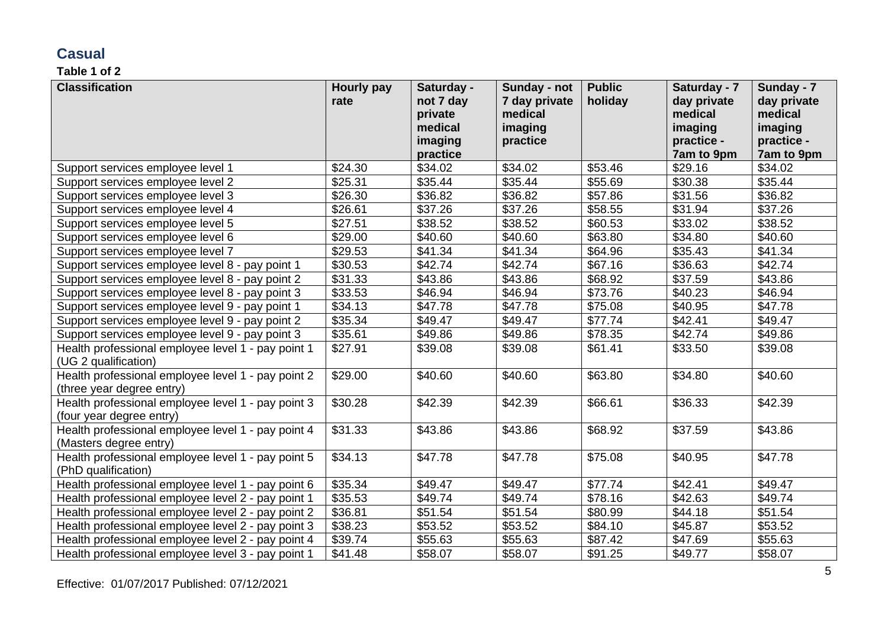## Casual

**Table 1 of 2**

| Classification | Hourly pay rate | Saturday - not 7 day private medical imaging practice | Sunday - not 7 day private medical imaging practice | Public holiday | Saturday - 7 day private medical imaging practice - 7am to 9pm | Sunday - 7 day private medical imaging practice - 7am to 9pm |
|---|---|---|---|---|---|---|
| Support services employee level 1 | $24.30 | $34.02 | $34.02 | $53.46 | $29.16 | $34.02 |
| Support services employee level 2 | $25.31 | $35.44 | $35.44 | $55.69 | $30.38 | $35.44 |
| Support services employee level 3 | $26.30 | $36.82 | $36.82 | $57.86 | $31.56 | $36.82 |
| Support services employee level 4 | $26.61 | $37.26 | $37.26 | $58.55 | $31.94 | $37.26 |
| Support services employee level 5 | $27.51 | $38.52 | $38.52 | $60.53 | $33.02 | $38.52 |
| Support services employee level 6 | $29.00 | $40.60 | $40.60 | $63.80 | $34.80 | $40.60 |
| Support services employee level 7 | $29.53 | $41.34 | $41.34 | $64.96 | $35.43 | $41.34 |
| Support services employee level 8 - pay point 1 | $30.53 | $42.74 | $42.74 | $67.16 | $36.63 | $42.74 |
| Support services employee level 8 - pay point 2 | $31.33 | $43.86 | $43.86 | $68.92 | $37.59 | $43.86 |
| Support services employee level 8 - pay point 3 | $33.53 | $46.94 | $46.94 | $73.76 | $40.23 | $46.94 |
| Support services employee level 9 - pay point 1 | $34.13 | $47.78 | $47.78 | $75.08 | $40.95 | $47.78 |
| Support services employee level 9 - pay point 2 | $35.34 | $49.47 | $49.47 | $77.74 | $42.41 | $49.47 |
| Support services employee level 9 - pay point 3 | $35.61 | $49.86 | $49.86 | $78.35 | $42.74 | $49.86 |
| Health professional employee level 1 - pay point 1 (UG 2 qualification) | $27.91 | $39.08 | $39.08 | $61.41 | $33.50 | $39.08 |
| Health professional employee level 1 - pay point 2 (three year degree entry) | $29.00 | $40.60 | $40.60 | $63.80 | $34.80 | $40.60 |
| Health professional employee level 1 - pay point 3 (four year degree entry) | $30.28 | $42.39 | $42.39 | $66.61 | $36.33 | $42.39 |
| Health professional employee level 1 - pay point 4 (Masters degree entry) | $31.33 | $43.86 | $43.86 | $68.92 | $37.59 | $43.86 |
| Health professional employee level 1 - pay point 5 (PhD qualification) | $34.13 | $47.78 | $47.78 | $75.08 | $40.95 | $47.78 |
| Health professional employee level 1 - pay point 6 | $35.34 | $49.47 | $49.47 | $77.74 | $42.41 | $49.47 |
| Health professional employee level 2 - pay point 1 | $35.53 | $49.74 | $49.74 | $78.16 | $42.63 | $49.74 |
| Health professional employee level 2 - pay point 2 | $36.81 | $51.54 | $51.54 | $80.99 | $44.18 | $51.54 |
| Health professional employee level 2 - pay point 3 | $38.23 | $53.52 | $53.52 | $84.10 | $45.87 | $53.52 |
| Health professional employee level 2 - pay point 4 | $39.74 | $55.63 | $55.63 | $87.42 | $47.69 | $55.63 |
| Health professional employee level 3 - pay point 1 | $41.48 | $58.07 | $58.07 | $91.25 | $49.77 | $58.07 |

Effective: 01/07/2017 Published: 07/12/2021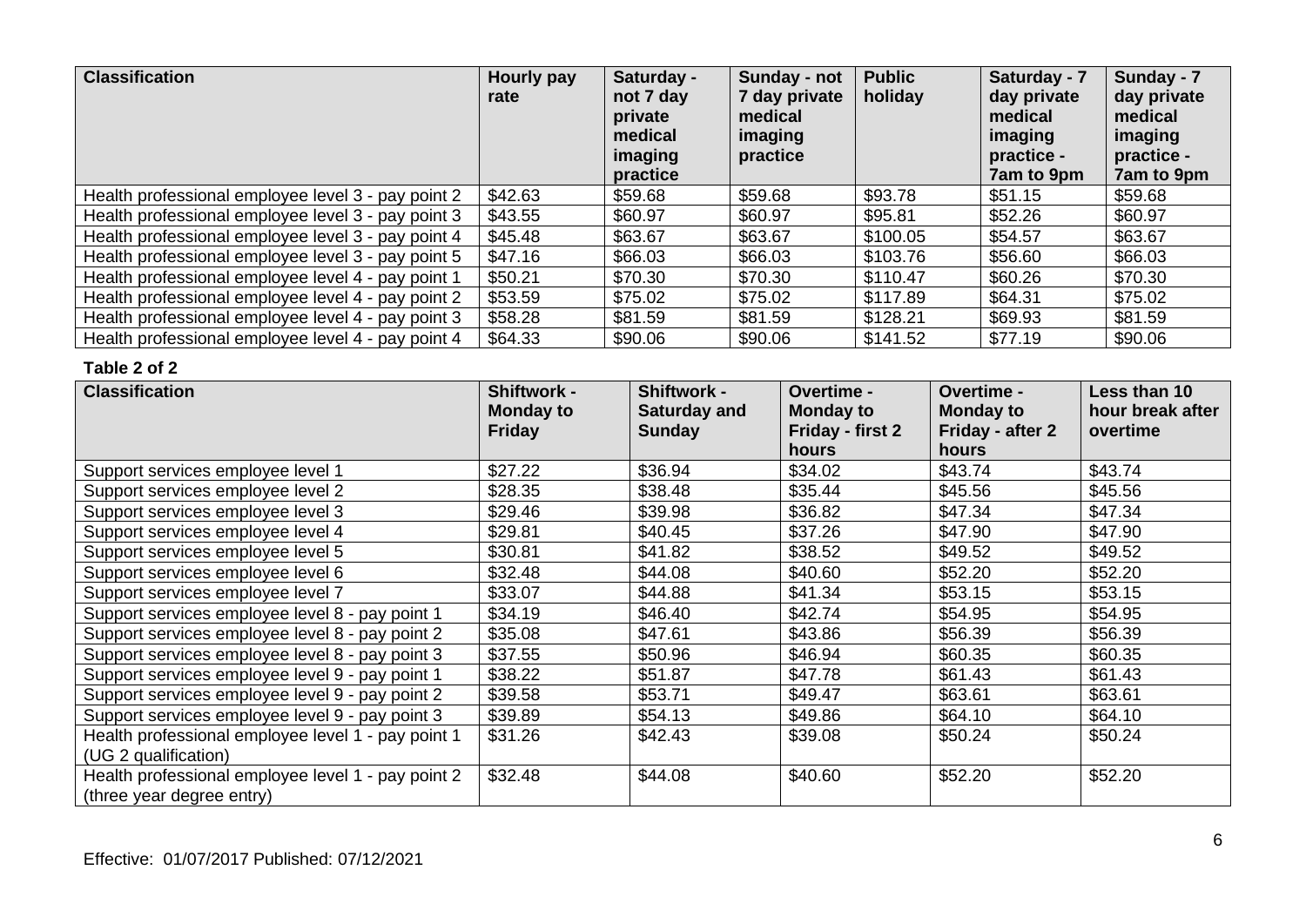| Classification | Hourly pay rate | Saturday - not 7 day private medical imaging practice | Sunday - not 7 day private medical imaging practice | Public holiday | Saturday - 7 day private medical imaging practice - 7am to 9pm | Sunday - 7 day private medical imaging practice - 7am to 9pm |
|---|---|---|---|---|---|---|
| Health professional employee level 3 - pay point 2 | $42.63 | $59.68 | $59.68 | $93.78 | $51.15 | $59.68 |
| Health professional employee level 3 - pay point 3 | $43.55 | $60.97 | $60.97 | $95.81 | $52.26 | $60.97 |
| Health professional employee level 3 - pay point 4 | $45.48 | $63.67 | $63.67 | $100.05 | $54.57 | $63.67 |
| Health professional employee level 3 - pay point 5 | $47.16 | $66.03 | $66.03 | $103.76 | $56.60 | $66.03 |
| Health professional employee level 4 - pay point 1 | $50.21 | $70.30 | $70.30 | $110.47 | $60.26 | $70.30 |
| Health professional employee level 4 - pay point 2 | $53.59 | $75.02 | $75.02 | $117.89 | $64.31 | $75.02 |
| Health professional employee level 4 - pay point 3 | $58.28 | $81.59 | $81.59 | $128.21 | $69.93 | $81.59 |
| Health professional employee level 4 - pay point 4 | $64.33 | $90.06 | $90.06 | $141.52 | $77.19 | $90.06 |

**Table 2 of 2**

| Classification | Shiftwork - Monday to Friday | Shiftwork - Saturday and Sunday | Overtime - Monday to Friday - first 2 hours | Overtime - Monday to Friday - after 2 hours | Less than 10 hour break after overtime |
|---|---|---|---|---|---|
| Support services employee level 1 | $27.22 | $36.94 | $34.02 | $43.74 | $43.74 |
| Support services employee level 2 | $28.35 | $38.48 | $35.44 | $45.56 | $45.56 |
| Support services employee level 3 | $29.46 | $39.98 | $36.82 | $47.34 | $47.34 |
| Support services employee level 4 | $29.81 | $40.45 | $37.26 | $47.90 | $47.90 |
| Support services employee level 5 | $30.81 | $41.82 | $38.52 | $49.52 | $49.52 |
| Support services employee level 6 | $32.48 | $44.08 | $40.60 | $52.20 | $52.20 |
| Support services employee level 7 | $33.07 | $44.88 | $41.34 | $53.15 | $53.15 |
| Support services employee level 8 - pay point 1 | $34.19 | $46.40 | $42.74 | $54.95 | $54.95 |
| Support services employee level 8 - pay point 2 | $35.08 | $47.61 | $43.86 | $56.39 | $56.39 |
| Support services employee level 8 - pay point 3 | $37.55 | $50.96 | $46.94 | $60.35 | $60.35 |
| Support services employee level 9 - pay point 1 | $38.22 | $51.87 | $47.78 | $61.43 | $61.43 |
| Support services employee level 9 - pay point 2 | $39.58 | $53.71 | $49.47 | $63.61 | $63.61 |
| Support services employee level 9 - pay point 3 | $39.89 | $54.13 | $49.86 | $64.10 | $64.10 |
| Health professional employee level 1 - pay point 1 (UG 2 qualification) | $31.26 | $42.43 | $39.08 | $50.24 | $50.24 |
| Health professional employee level 1 - pay point 2 (three year degree entry) | $32.48 | $44.08 | $40.60 | $52.20 | $52.20 |

Effective: 01/07/2017 Published: 07/12/2021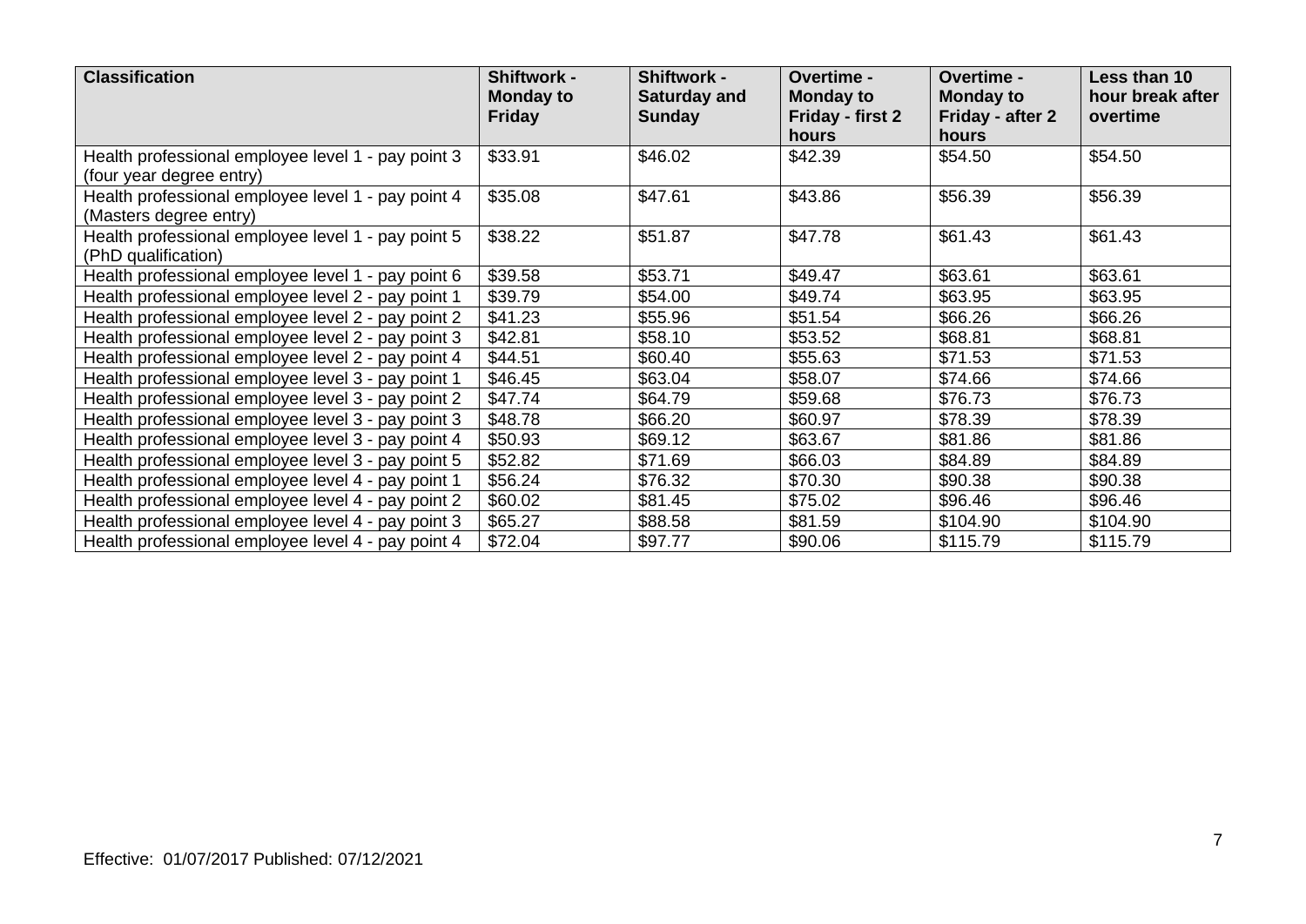| Classification | Shiftwork - Monday to Friday | Shiftwork - Saturday and Sunday | Overtime - Monday to Friday - first 2 hours | Overtime - Monday to Friday - after 2 hours | Less than 10 hour break after overtime |
|---|---|---|---|---|---|
| Health professional employee level 1 - pay point 3 (four year degree entry) | $33.91 | $46.02 | $42.39 | $54.50 | $54.50 |
| Health professional employee level 1 - pay point 4 (Masters degree entry) | $35.08 | $47.61 | $43.86 | $56.39 | $56.39 |
| Health professional employee level 1 - pay point 5 (PhD qualification) | $38.22 | $51.87 | $47.78 | $61.43 | $61.43 |
| Health professional employee level 1 - pay point 6 | $39.58 | $53.71 | $49.47 | $63.61 | $63.61 |
| Health professional employee level 2 - pay point 1 | $39.79 | $54.00 | $49.74 | $63.95 | $63.95 |
| Health professional employee level 2 - pay point 2 | $41.23 | $55.96 | $51.54 | $66.26 | $66.26 |
| Health professional employee level 2 - pay point 3 | $42.81 | $58.10 | $53.52 | $68.81 | $68.81 |
| Health professional employee level 2 - pay point 4 | $44.51 | $60.40 | $55.63 | $71.53 | $71.53 |
| Health professional employee level 3 - pay point 1 | $46.45 | $63.04 | $58.07 | $74.66 | $74.66 |
| Health professional employee level 3 - pay point 2 | $47.74 | $64.79 | $59.68 | $76.73 | $76.73 |
| Health professional employee level 3 - pay point 3 | $48.78 | $66.20 | $60.97 | $78.39 | $78.39 |
| Health professional employee level 3 - pay point 4 | $50.93 | $69.12 | $63.67 | $81.86 | $81.86 |
| Health professional employee level 3 - pay point 5 | $52.82 | $71.69 | $66.03 | $84.89 | $84.89 |
| Health professional employee level 4 - pay point 1 | $56.24 | $76.32 | $70.30 | $90.38 | $90.38 |
| Health professional employee level 4 - pay point 2 | $60.02 | $81.45 | $75.02 | $96.46 | $96.46 |
| Health professional employee level 4 - pay point 3 | $65.27 | $88.58 | $81.59 | $104.90 | $104.90 |
| Health professional employee level 4 - pay point 4 | $72.04 | $97.77 | $90.06 | $115.79 | $115.79 |

Effective: 01/07/2017 Published: 07/12/2021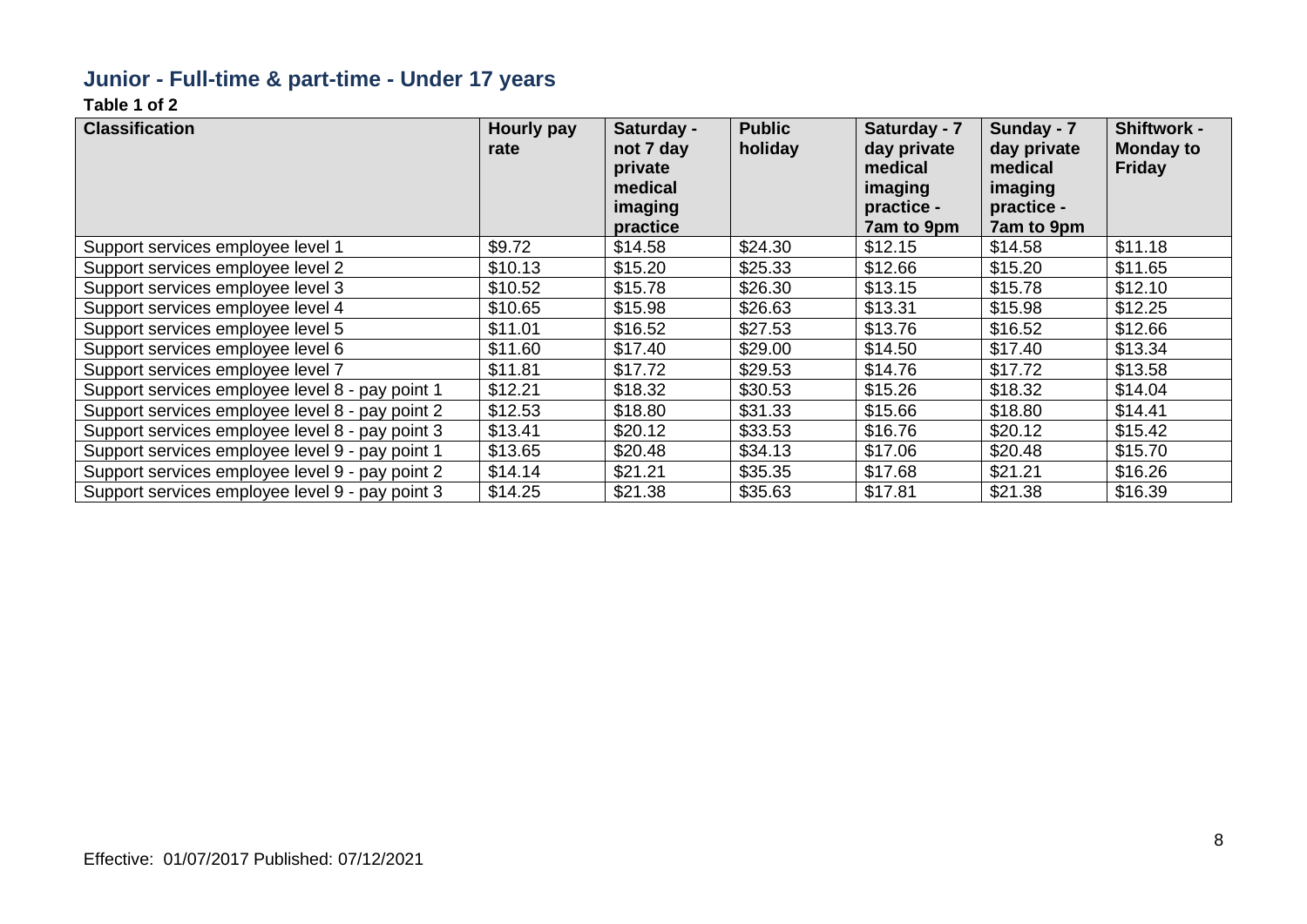## Junior - Full-time & part-time - Under 17 years

**Table 1 of 2**

| Classification | Hourly pay rate | Saturday - not 7 day private medical imaging practice | Public holiday | Saturday - 7 day private medical imaging practice - 7am to 9pm | Sunday - 7 day private medical imaging practice - 7am to 9pm | Shiftwork - Monday to Friday |
|---|---|---|---|---|---|---|
| Support services employee level 1 | $9.72 | $14.58 | $24.30 | $12.15 | $14.58 | $11.18 |
| Support services employee level 2 | $10.13 | $15.20 | $25.33 | $12.66 | $15.20 | $11.65 |
| Support services employee level 3 | $10.52 | $15.78 | $26.30 | $13.15 | $15.78 | $12.10 |
| Support services employee level 4 | $10.65 | $15.98 | $26.63 | $13.31 | $15.98 | $12.25 |
| Support services employee level 5 | $11.01 | $16.52 | $27.53 | $13.76 | $16.52 | $12.66 |
| Support services employee level 6 | $11.60 | $17.40 | $29.00 | $14.50 | $17.40 | $13.34 |
| Support services employee level 7 | $11.81 | $17.72 | $29.53 | $14.76 | $17.72 | $13.58 |
| Support services employee level 8 - pay point 1 | $12.21 | $18.32 | $30.53 | $15.26 | $18.32 | $14.04 |
| Support services employee level 8 - pay point 2 | $12.53 | $18.80 | $31.33 | $15.66 | $18.80 | $14.41 |
| Support services employee level 8 - pay point 3 | $13.41 | $20.12 | $33.53 | $16.76 | $20.12 | $15.42 |
| Support services employee level 9 - pay point 1 | $13.65 | $20.48 | $34.13 | $17.06 | $20.48 | $15.70 |
| Support services employee level 9 - pay point 2 | $14.14 | $21.21 | $35.35 | $17.68 | $21.21 | $16.26 |
| Support services employee level 9 - pay point 3 | $14.25 | $21.38 | $35.63 | $17.81 | $21.38 | $16.39 |

Effective: 01/07/2017 Published: 07/12/2021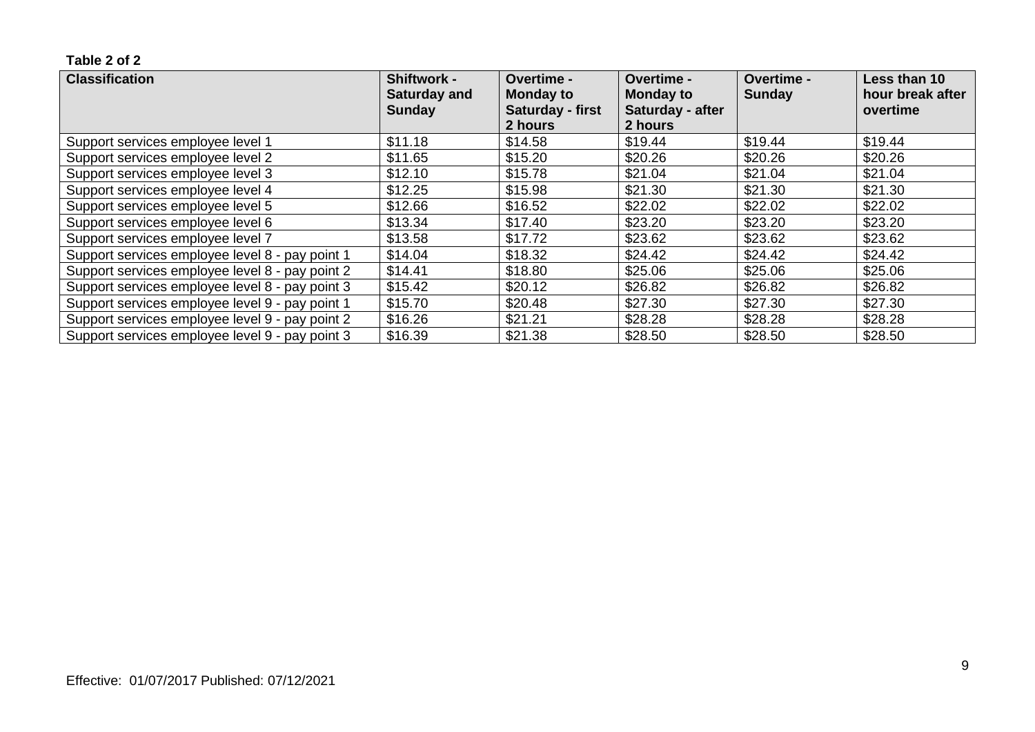**Table 2 of 2**

| Classification | Shiftwork - Saturday and Sunday | Overtime - Monday to Saturday - first 2 hours | Overtime - Monday to Saturday - after 2 hours | Overtime - Sunday | Less than 10 hour break after overtime |
|---|---|---|---|---|---|
| Support services employee level 1 | $11.18 | $14.58 | $19.44 | $19.44 | $19.44 |
| Support services employee level 2 | $11.65 | $15.20 | $20.26 | $20.26 | $20.26 |
| Support services employee level 3 | $12.10 | $15.78 | $21.04 | $21.04 | $21.04 |
| Support services employee level 4 | $12.25 | $15.98 | $21.30 | $21.30 | $21.30 |
| Support services employee level 5 | $12.66 | $16.52 | $22.02 | $22.02 | $22.02 |
| Support services employee level 6 | $13.34 | $17.40 | $23.20 | $23.20 | $23.20 |
| Support services employee level 7 | $13.58 | $17.72 | $23.62 | $23.62 | $23.62 |
| Support services employee level 8 - pay point 1 | $14.04 | $18.32 | $24.42 | $24.42 | $24.42 |
| Support services employee level 8 - pay point 2 | $14.41 | $18.80 | $25.06 | $25.06 | $25.06 |
| Support services employee level 8 - pay point 3 | $15.42 | $20.12 | $26.82 | $26.82 | $26.82 |
| Support services employee level 9 - pay point 1 | $15.70 | $20.48 | $27.30 | $27.30 | $27.30 |
| Support services employee level 9 - pay point 2 | $16.26 | $21.21 | $28.28 | $28.28 | $28.28 |
| Support services employee level 9 - pay point 3 | $16.39 | $21.38 | $28.50 | $28.50 | $28.50 |

Effective: 01/07/2017 Published: 07/12/2021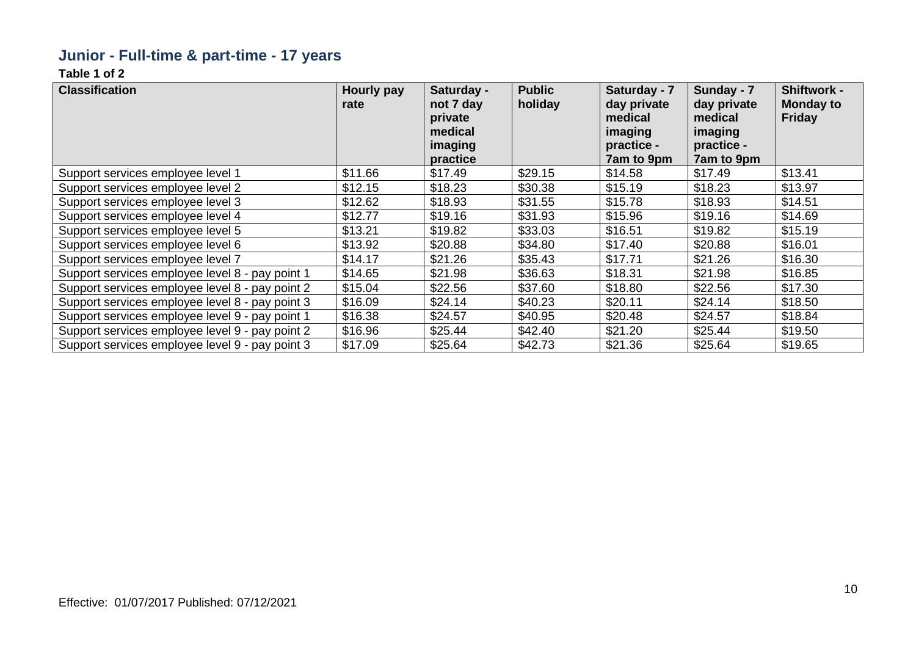## Junior - Full-time & part-time - 17 years

**Table 1 of 2**

| Classification | Hourly pay rate | Saturday - not 7 day private medical imaging practice | Public holiday | Saturday - 7 day private medical imaging practice - 7am to 9pm | Sunday - 7 day private medical imaging practice - 7am to 9pm | Shiftwork - Monday to Friday |
|---|---|---|---|---|---|---|
| Support services employee level 1 | $11.66 | $17.49 | $29.15 | $14.58 | $17.49 | $13.41 |
| Support services employee level 2 | $12.15 | $18.23 | $30.38 | $15.19 | $18.23 | $13.97 |
| Support services employee level 3 | $12.62 | $18.93 | $31.55 | $15.78 | $18.93 | $14.51 |
| Support services employee level 4 | $12.77 | $19.16 | $31.93 | $15.96 | $19.16 | $14.69 |
| Support services employee level 5 | $13.21 | $19.82 | $33.03 | $16.51 | $19.82 | $15.19 |
| Support services employee level 6 | $13.92 | $20.88 | $34.80 | $17.40 | $20.88 | $16.01 |
| Support services employee level 7 | $14.17 | $21.26 | $35.43 | $17.71 | $21.26 | $16.30 |
| Support services employee level 8 - pay point 1 | $14.65 | $21.98 | $36.63 | $18.31 | $21.98 | $16.85 |
| Support services employee level 8 - pay point 2 | $15.04 | $22.56 | $37.60 | $18.80 | $22.56 | $17.30 |
| Support services employee level 8 - pay point 3 | $16.09 | $24.14 | $40.23 | $20.11 | $24.14 | $18.50 |
| Support services employee level 9 - pay point 1 | $16.38 | $24.57 | $40.95 | $20.48 | $24.57 | $18.84 |
| Support services employee level 9 - pay point 2 | $16.96 | $25.44 | $42.40 | $21.20 | $25.44 | $19.50 |
| Support services employee level 9 - pay point 3 | $17.09 | $25.64 | $42.73 | $21.36 | $25.64 | $19.65 |

Effective: 01/07/2017 Published: 07/12/2021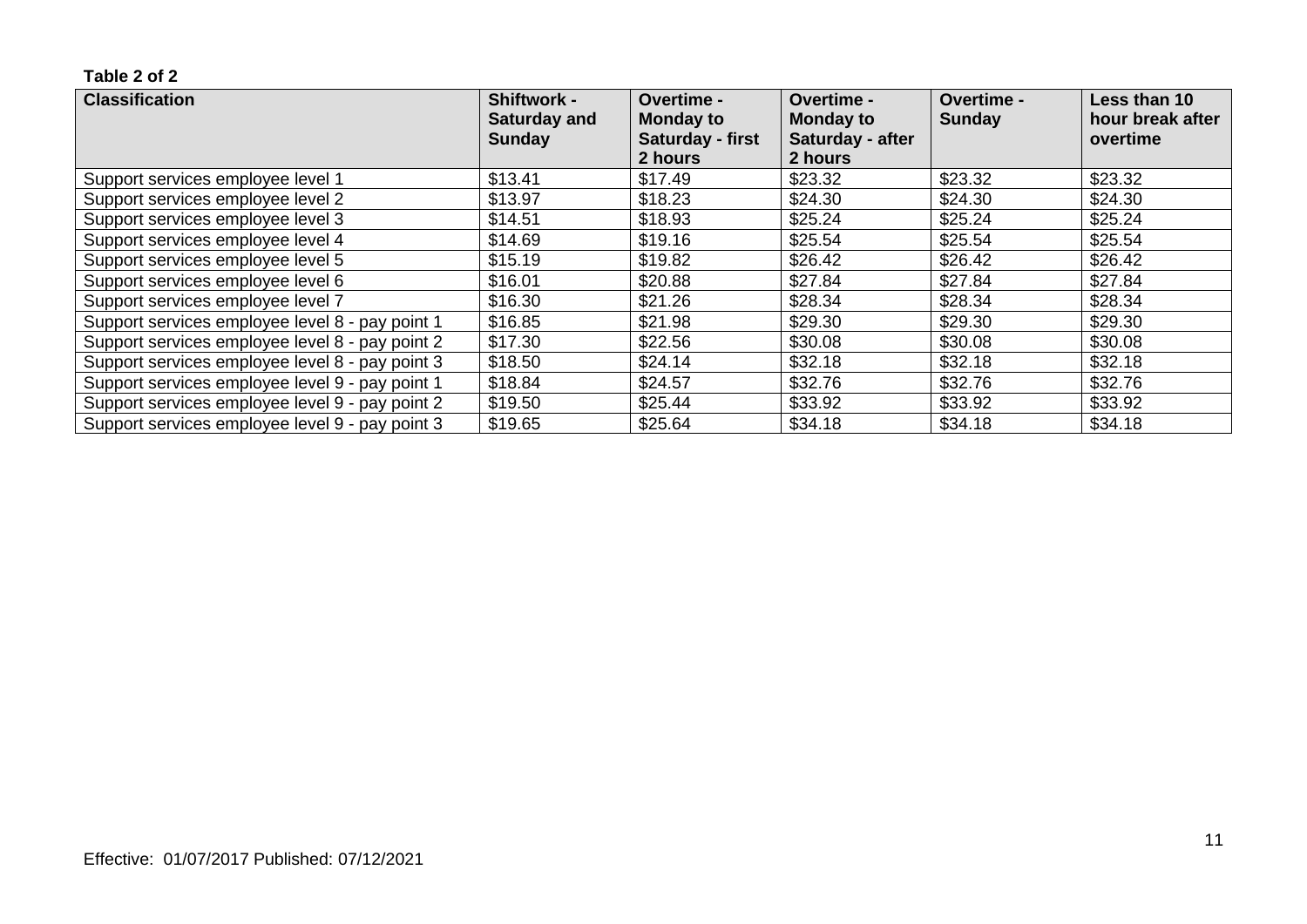**Table 2 of 2**

| Classification | Shiftwork - Saturday and Sunday | Overtime - Monday to Saturday - first 2 hours | Overtime - Monday to Saturday - after 2 hours | Overtime - Sunday | Less than 10 hour break after overtime |
|---|---|---|---|---|---|
| Support services employee level 1 | $13.41 | $17.49 | $23.32 | $23.32 | $23.32 |
| Support services employee level 2 | $13.97 | $18.23 | $24.30 | $24.30 | $24.30 |
| Support services employee level 3 | $14.51 | $18.93 | $25.24 | $25.24 | $25.24 |
| Support services employee level 4 | $14.69 | $19.16 | $25.54 | $25.54 | $25.54 |
| Support services employee level 5 | $15.19 | $19.82 | $26.42 | $26.42 | $26.42 |
| Support services employee level 6 | $16.01 | $20.88 | $27.84 | $27.84 | $27.84 |
| Support services employee level 7 | $16.30 | $21.26 | $28.34 | $28.34 | $28.34 |
| Support services employee level 8 - pay point 1 | $16.85 | $21.98 | $29.30 | $29.30 | $29.30 |
| Support services employee level 8 - pay point 2 | $17.30 | $22.56 | $30.08 | $30.08 | $30.08 |
| Support services employee level 8 - pay point 3 | $18.50 | $24.14 | $32.18 | $32.18 | $32.18 |
| Support services employee level 9 - pay point 1 | $18.84 | $24.57 | $32.76 | $32.76 | $32.76 |
| Support services employee level 9 - pay point 2 | $19.50 | $25.44 | $33.92 | $33.92 | $33.92 |
| Support services employee level 9 - pay point 3 | $19.65 | $25.64 | $34.18 | $34.18 | $34.18 |

Effective: 01/07/2017 Published: 07/12/2021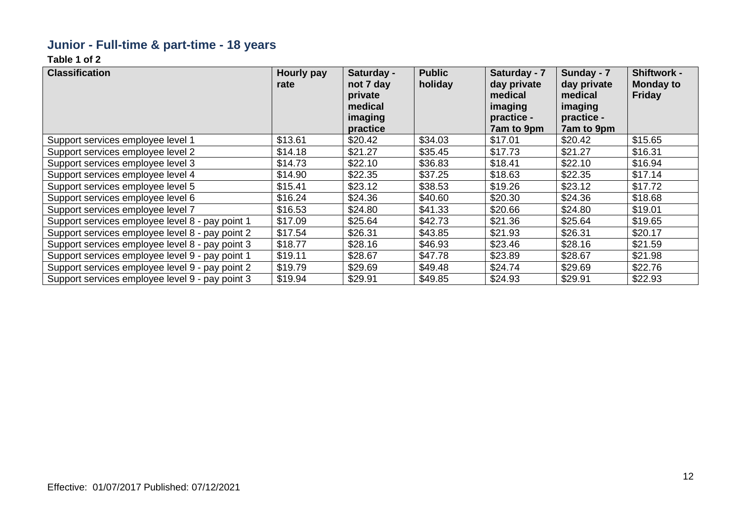## Junior - Full-time & part-time - 18 years

**Table 1 of 2**

| Classification | Hourly pay rate | Saturday - not 7 day private medical imaging practice | Public holiday | Saturday - 7 day private medical imaging practice - 7am to 9pm | Sunday - 7 day private medical imaging practice - 7am to 9pm | Shiftwork - Monday to Friday |
|---|---|---|---|---|---|---|
| Support services employee level 1 | $13.61 | $20.42 | $34.03 | $17.01 | $20.42 | $15.65 |
| Support services employee level 2 | $14.18 | $21.27 | $35.45 | $17.73 | $21.27 | $16.31 |
| Support services employee level 3 | $14.73 | $22.10 | $36.83 | $18.41 | $22.10 | $16.94 |
| Support services employee level 4 | $14.90 | $22.35 | $37.25 | $18.63 | $22.35 | $17.14 |
| Support services employee level 5 | $15.41 | $23.12 | $38.53 | $19.26 | $23.12 | $17.72 |
| Support services employee level 6 | $16.24 | $24.36 | $40.60 | $20.30 | $24.36 | $18.68 |
| Support services employee level 7 | $16.53 | $24.80 | $41.33 | $20.66 | $24.80 | $19.01 |
| Support services employee level 8 - pay point 1 | $17.09 | $25.64 | $42.73 | $21.36 | $25.64 | $19.65 |
| Support services employee level 8 - pay point 2 | $17.54 | $26.31 | $43.85 | $21.93 | $26.31 | $20.17 |
| Support services employee level 8 - pay point 3 | $18.77 | $28.16 | $46.93 | $23.46 | $28.16 | $21.59 |
| Support services employee level 9 - pay point 1 | $19.11 | $28.67 | $47.78 | $23.89 | $28.67 | $21.98 |
| Support services employee level 9 - pay point 2 | $19.79 | $29.69 | $49.48 | $24.74 | $29.69 | $22.76 |
| Support services employee level 9 - pay point 3 | $19.94 | $29.91 | $49.85 | $24.93 | $29.91 | $22.93 |

Effective: 01/07/2017 Published: 07/12/2021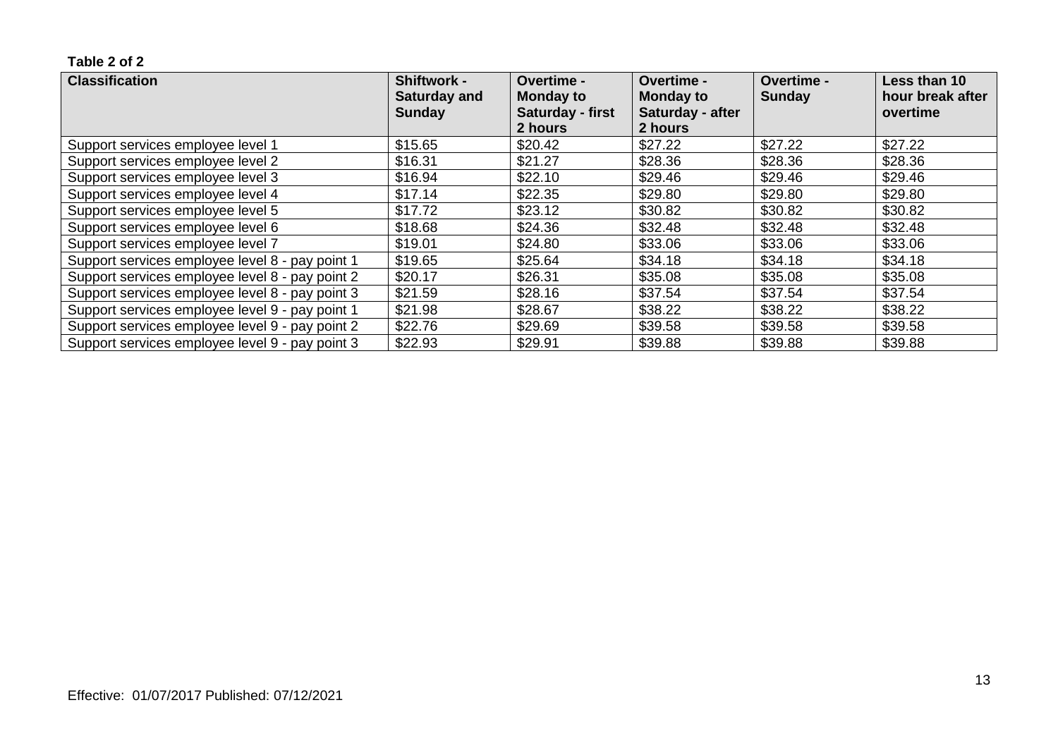**Table 2 of 2**

| Classification | Shiftwork - Saturday and Sunday | Overtime - Monday to Saturday - first 2 hours | Overtime - Monday to Saturday - after 2 hours | Overtime - Sunday | Less than 10 hour break after overtime |
|---|---|---|---|---|---|
| Support services employee level 1 | $15.65 | $20.42 | $27.22 | $27.22 | $27.22 |
| Support services employee level 2 | $16.31 | $21.27 | $28.36 | $28.36 | $28.36 |
| Support services employee level 3 | $16.94 | $22.10 | $29.46 | $29.46 | $29.46 |
| Support services employee level 4 | $17.14 | $22.35 | $29.80 | $29.80 | $29.80 |
| Support services employee level 5 | $17.72 | $23.12 | $30.82 | $30.82 | $30.82 |
| Support services employee level 6 | $18.68 | $24.36 | $32.48 | $32.48 | $32.48 |
| Support services employee level 7 | $19.01 | $24.80 | $33.06 | $33.06 | $33.06 |
| Support services employee level 8 - pay point 1 | $19.65 | $25.64 | $34.18 | $34.18 | $34.18 |
| Support services employee level 8 - pay point 2 | $20.17 | $26.31 | $35.08 | $35.08 | $35.08 |
| Support services employee level 8 - pay point 3 | $21.59 | $28.16 | $37.54 | $37.54 | $37.54 |
| Support services employee level 9 - pay point 1 | $21.98 | $28.67 | $38.22 | $38.22 | $38.22 |
| Support services employee level 9 - pay point 2 | $22.76 | $29.69 | $39.58 | $39.58 | $39.58 |
| Support services employee level 9 - pay point 3 | $22.93 | $29.91 | $39.88 | $39.88 | $39.88 |

Effective: 01/07/2017 Published: 07/12/2021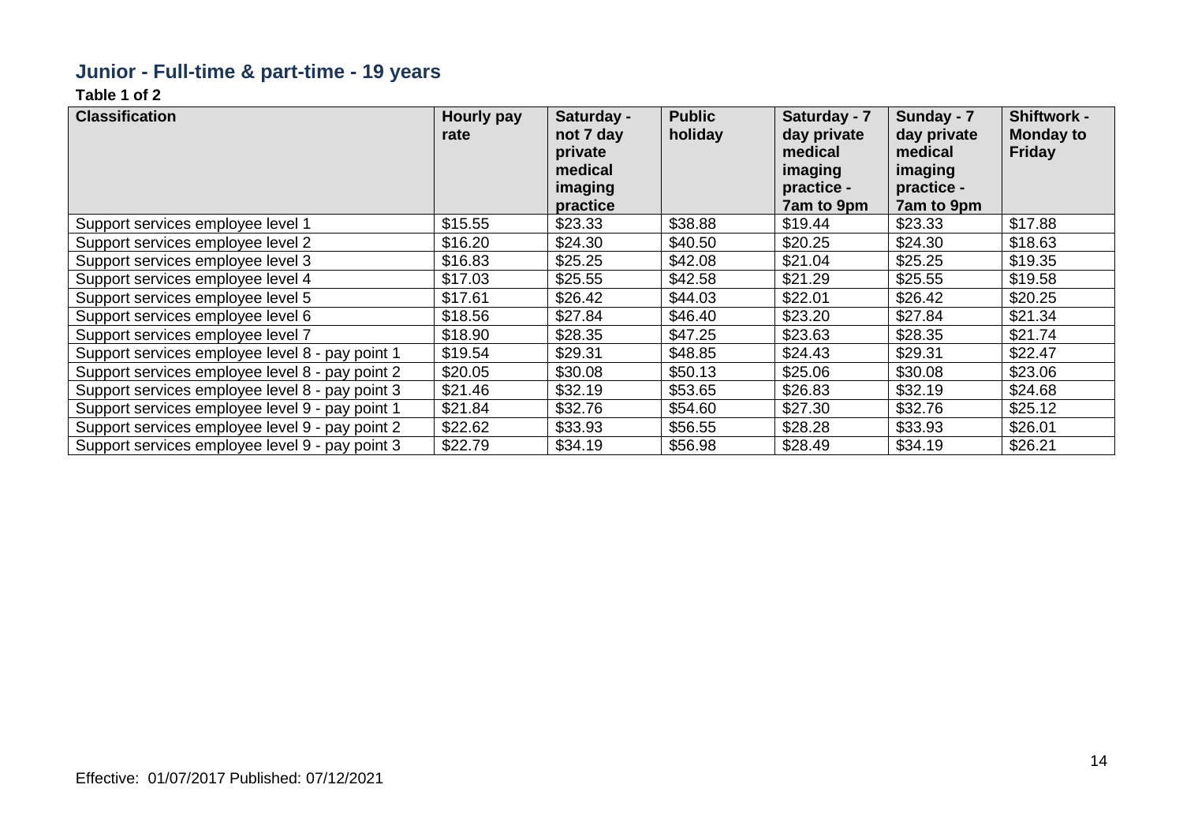## Junior - Full-time & part-time - 19 years

**Table 1 of 2**

| Classification | Hourly pay rate | Saturday - not 7 day private medical imaging practice | Public holiday | Saturday - 7 day private medical imaging practice - 7am to 9pm | Sunday - 7 day private medical imaging practice - 7am to 9pm | Shiftwork - Monday to Friday |
|---|---|---|---|---|---|---|
| Support services employee level 1 | $15.55 | $23.33 | $38.88 | $19.44 | $23.33 | $17.88 |
| Support services employee level 2 | $16.20 | $24.30 | $40.50 | $20.25 | $24.30 | $18.63 |
| Support services employee level 3 | $16.83 | $25.25 | $42.08 | $21.04 | $25.25 | $19.35 |
| Support services employee level 4 | $17.03 | $25.55 | $42.58 | $21.29 | $25.55 | $19.58 |
| Support services employee level 5 | $17.61 | $26.42 | $44.03 | $22.01 | $26.42 | $20.25 |
| Support services employee level 6 | $18.56 | $27.84 | $46.40 | $23.20 | $27.84 | $21.34 |
| Support services employee level 7 | $18.90 | $28.35 | $47.25 | $23.63 | $28.35 | $21.74 |
| Support services employee level 8 - pay point 1 | $19.54 | $29.31 | $48.85 | $24.43 | $29.31 | $22.47 |
| Support services employee level 8 - pay point 2 | $20.05 | $30.08 | $50.13 | $25.06 | $30.08 | $23.06 |
| Support services employee level 8 - pay point 3 | $21.46 | $32.19 | $53.65 | $26.83 | $32.19 | $24.68 |
| Support services employee level 9 - pay point 1 | $21.84 | $32.76 | $54.60 | $27.30 | $32.76 | $25.12 |
| Support services employee level 9 - pay point 2 | $22.62 | $33.93 | $56.55 | $28.28 | $33.93 | $26.01 |
| Support services employee level 9 - pay point 3 | $22.79 | $34.19 | $56.98 | $28.49 | $34.19 | $26.21 |

Effective: 01/07/2017 Published: 07/12/2021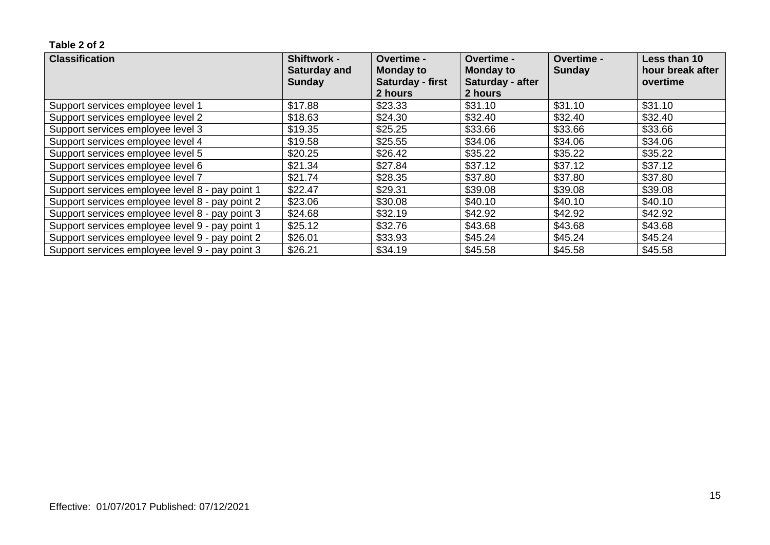**Table 2 of 2**

| Classification | Shiftwork - Saturday and Sunday | Overtime - Monday to Saturday - first 2 hours | Overtime - Monday to Saturday - after 2 hours | Overtime - Sunday | Less than 10 hour break after overtime |
|---|---|---|---|---|---|
| Support services employee level 1 | $17.88 | $23.33 | $31.10 | $31.10 | $31.10 |
| Support services employee level 2 | $18.63 | $24.30 | $32.40 | $32.40 | $32.40 |
| Support services employee level 3 | $19.35 | $25.25 | $33.66 | $33.66 | $33.66 |
| Support services employee level 4 | $19.58 | $25.55 | $34.06 | $34.06 | $34.06 |
| Support services employee level 5 | $20.25 | $26.42 | $35.22 | $35.22 | $35.22 |
| Support services employee level 6 | $21.34 | $27.84 | $37.12 | $37.12 | $37.12 |
| Support services employee level 7 | $21.74 | $28.35 | $37.80 | $37.80 | $37.80 |
| Support services employee level 8 - pay point 1 | $22.47 | $29.31 | $39.08 | $39.08 | $39.08 |
| Support services employee level 8 - pay point 2 | $23.06 | $30.08 | $40.10 | $40.10 | $40.10 |
| Support services employee level 8 - pay point 3 | $24.68 | $32.19 | $42.92 | $42.92 | $42.92 |
| Support services employee level 9 - pay point 1 | $25.12 | $32.76 | $43.68 | $43.68 | $43.68 |
| Support services employee level 9 - pay point 2 | $26.01 | $33.93 | $45.24 | $45.24 | $45.24 |
| Support services employee level 9 - pay point 3 | $26.21 | $34.19 | $45.58 | $45.58 | $45.58 |

Effective: 01/07/2017 Published: 07/12/2021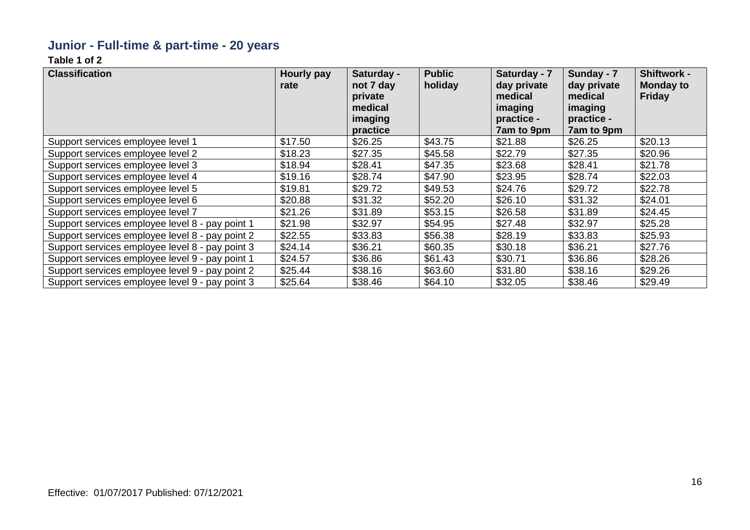## Junior - Full-time & part-time - 20 years

**Table 1 of 2**

| Classification | Hourly pay rate | Saturday - not 7 day private medical imaging practice | Public holiday | Saturday - 7 day private medical imaging practice - 7am to 9pm | Sunday - 7 day private medical imaging practice - 7am to 9pm | Shiftwork - Monday to Friday |
|---|---|---|---|---|---|---|
| Support services employee level 1 | $17.50 | $26.25 | $43.75 | $21.88 | $26.25 | $20.13 |
| Support services employee level 2 | $18.23 | $27.35 | $45.58 | $22.79 | $27.35 | $20.96 |
| Support services employee level 3 | $18.94 | $28.41 | $47.35 | $23.68 | $28.41 | $21.78 |
| Support services employee level 4 | $19.16 | $28.74 | $47.90 | $23.95 | $28.74 | $22.03 |
| Support services employee level 5 | $19.81 | $29.72 | $49.53 | $24.76 | $29.72 | $22.78 |
| Support services employee level 6 | $20.88 | $31.32 | $52.20 | $26.10 | $31.32 | $24.01 |
| Support services employee level 7 | $21.26 | $31.89 | $53.15 | $26.58 | $31.89 | $24.45 |
| Support services employee level 8 - pay point 1 | $21.98 | $32.97 | $54.95 | $27.48 | $32.97 | $25.28 |
| Support services employee level 8 - pay point 2 | $22.55 | $33.83 | $56.38 | $28.19 | $33.83 | $25.93 |
| Support services employee level 8 - pay point 3 | $24.14 | $36.21 | $60.35 | $30.18 | $36.21 | $27.76 |
| Support services employee level 9 - pay point 1 | $24.57 | $36.86 | $61.43 | $30.71 | $36.86 | $28.26 |
| Support services employee level 9 - pay point 2 | $25.44 | $38.16 | $63.60 | $31.80 | $38.16 | $29.26 |
| Support services employee level 9 - pay point 3 | $25.64 | $38.46 | $64.10 | $32.05 | $38.46 | $29.49 |

Effective: 01/07/2017 Published: 07/12/2021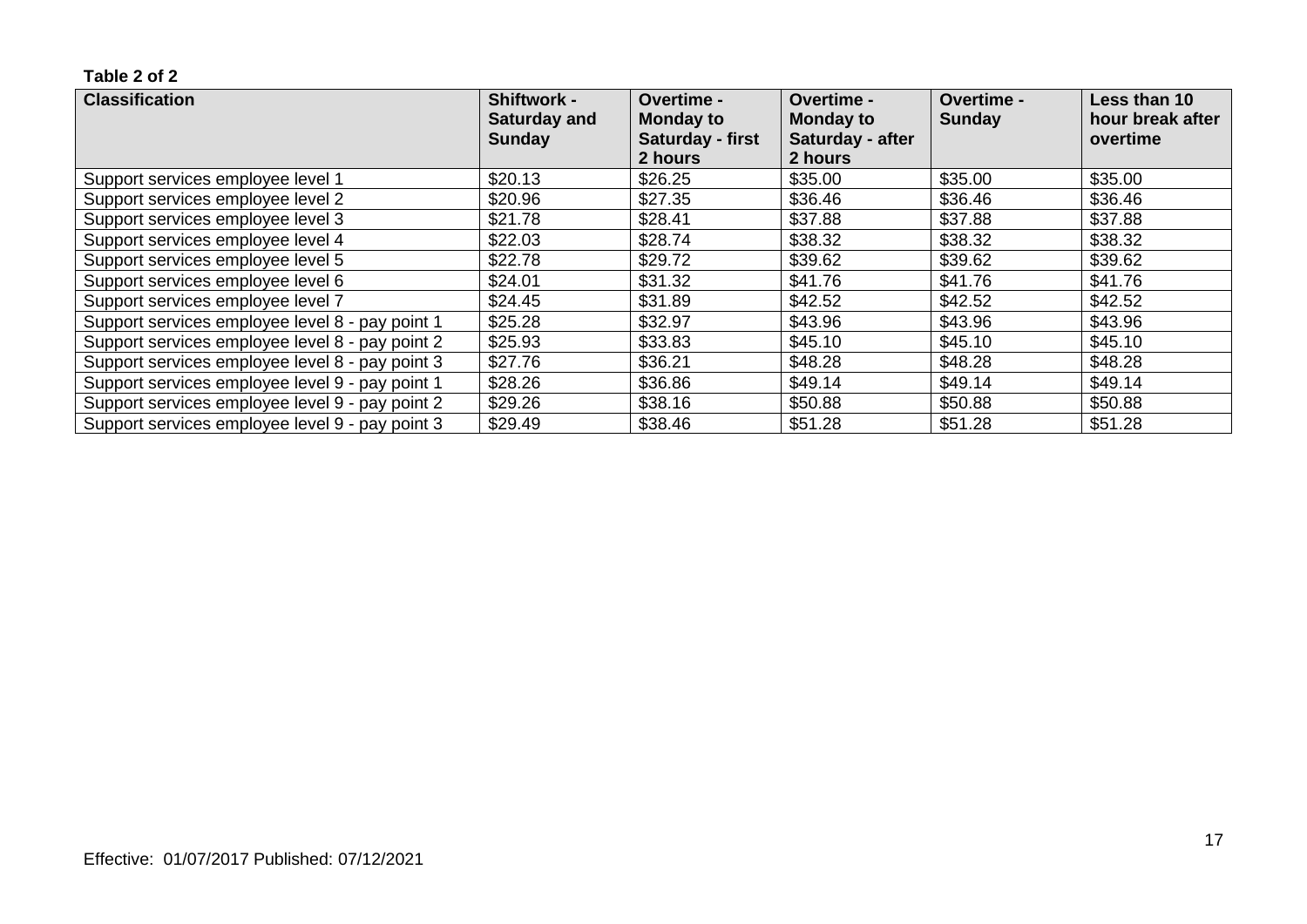**Table 2 of 2**

| Classification | Shiftwork - Saturday and Sunday | Overtime - Monday to Saturday - first 2 hours | Overtime - Monday to Saturday - after 2 hours | Overtime - Sunday | Less than 10 hour break after overtime |
|---|---|---|---|---|---|
| Support services employee level 1 | $20.13 | $26.25 | $35.00 | $35.00 | $35.00 |
| Support services employee level 2 | $20.96 | $27.35 | $36.46 | $36.46 | $36.46 |
| Support services employee level 3 | $21.78 | $28.41 | $37.88 | $37.88 | $37.88 |
| Support services employee level 4 | $22.03 | $28.74 | $38.32 | $38.32 | $38.32 |
| Support services employee level 5 | $22.78 | $29.72 | $39.62 | $39.62 | $39.62 |
| Support services employee level 6 | $24.01 | $31.32 | $41.76 | $41.76 | $41.76 |
| Support services employee level 7 | $24.45 | $31.89 | $42.52 | $42.52 | $42.52 |
| Support services employee level 8 - pay point 1 | $25.28 | $32.97 | $43.96 | $43.96 | $43.96 |
| Support services employee level 8 - pay point 2 | $25.93 | $33.83 | $45.10 | $45.10 | $45.10 |
| Support services employee level 8 - pay point 3 | $27.76 | $36.21 | $48.28 | $48.28 | $48.28 |
| Support services employee level 9 - pay point 1 | $28.26 | $36.86 | $49.14 | $49.14 | $49.14 |
| Support services employee level 9 - pay point 2 | $29.26 | $38.16 | $50.88 | $50.88 | $50.88 |
| Support services employee level 9 - pay point 3 | $29.49 | $38.46 | $51.28 | $51.28 | $51.28 |

Effective: 01/07/2017 Published: 07/12/2021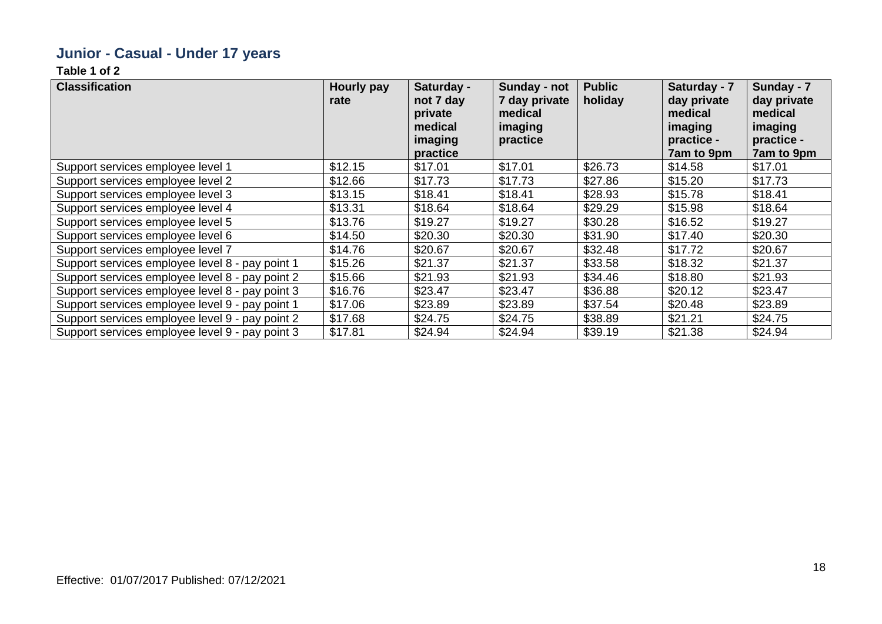## Junior - Casual - Under 17 years

**Table 1 of 2**

| Classification | Hourly pay rate | Saturday - not 7 day private medical imaging practice | Sunday - not 7 day private medical imaging practice | Public holiday | Saturday - 7 day private medical imaging practice - 7am to 9pm | Sunday - 7 day private medical imaging practice - 7am to 9pm |
|---|---|---|---|---|---|---|
| Support services employee level 1 | $12.15 | $17.01 | $17.01 | $26.73 | $14.58 | $17.01 |
| Support services employee level 2 | $12.66 | $17.73 | $17.73 | $27.86 | $15.20 | $17.73 |
| Support services employee level 3 | $13.15 | $18.41 | $18.41 | $28.93 | $15.78 | $18.41 |
| Support services employee level 4 | $13.31 | $18.64 | $18.64 | $29.29 | $15.98 | $18.64 |
| Support services employee level 5 | $13.76 | $19.27 | $19.27 | $30.28 | $16.52 | $19.27 |
| Support services employee level 6 | $14.50 | $20.30 | $20.30 | $31.90 | $17.40 | $20.30 |
| Support services employee level 7 | $14.76 | $20.67 | $20.67 | $32.48 | $17.72 | $20.67 |
| Support services employee level 8 - pay point 1 | $15.26 | $21.37 | $21.37 | $33.58 | $18.32 | $21.37 |
| Support services employee level 8 - pay point 2 | $15.66 | $21.93 | $21.93 | $34.46 | $18.80 | $21.93 |
| Support services employee level 8 - pay point 3 | $16.76 | $23.47 | $23.47 | $36.88 | $20.12 | $23.47 |
| Support services employee level 9 - pay point 1 | $17.06 | $23.89 | $23.89 | $37.54 | $20.48 | $23.89 |
| Support services employee level 9 - pay point 2 | $17.68 | $24.75 | $24.75 | $38.89 | $21.21 | $24.75 |
| Support services employee level 9 - pay point 3 | $17.81 | $24.94 | $24.94 | $39.19 | $21.38 | $24.94 |

Effective: 01/07/2017 Published: 07/12/2021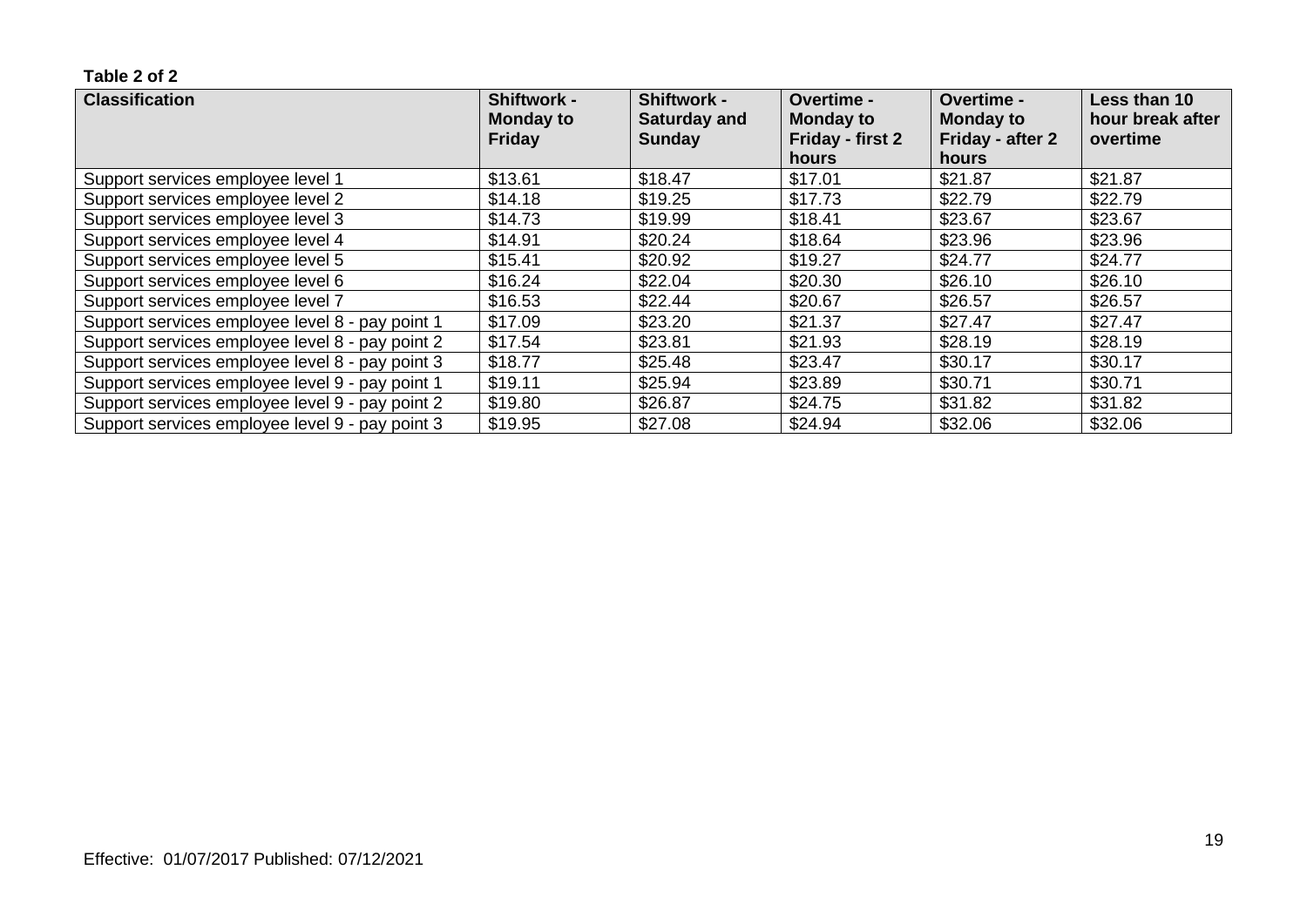**Table 2 of 2**

| Classification | Shiftwork - Monday to Friday | Shiftwork - Saturday and Sunday | Overtime - Monday to Friday - first 2 hours | Overtime - Monday to Friday - after 2 hours | Less than 10 hour break after overtime |
|---|---|---|---|---|---|
| Support services employee level 1 | $13.61 | $18.47 | $17.01 | $21.87 | $21.87 |
| Support services employee level 2 | $14.18 | $19.25 | $17.73 | $22.79 | $22.79 |
| Support services employee level 3 | $14.73 | $19.99 | $18.41 | $23.67 | $23.67 |
| Support services employee level 4 | $14.91 | $20.24 | $18.64 | $23.96 | $23.96 |
| Support services employee level 5 | $15.41 | $20.92 | $19.27 | $24.77 | $24.77 |
| Support services employee level 6 | $16.24 | $22.04 | $20.30 | $26.10 | $26.10 |
| Support services employee level 7 | $16.53 | $22.44 | $20.67 | $26.57 | $26.57 |
| Support services employee level 8 - pay point 1 | $17.09 | $23.20 | $21.37 | $27.47 | $27.47 |
| Support services employee level 8 - pay point 2 | $17.54 | $23.81 | $21.93 | $28.19 | $28.19 |
| Support services employee level 8 - pay point 3 | $18.77 | $25.48 | $23.47 | $30.17 | $30.17 |
| Support services employee level 9 - pay point 1 | $19.11 | $25.94 | $23.89 | $30.71 | $30.71 |
| Support services employee level 9 - pay point 2 | $19.80 | $26.87 | $24.75 | $31.82 | $31.82 |
| Support services employee level 9 - pay point 3 | $19.95 | $27.08 | $24.94 | $32.06 | $32.06 |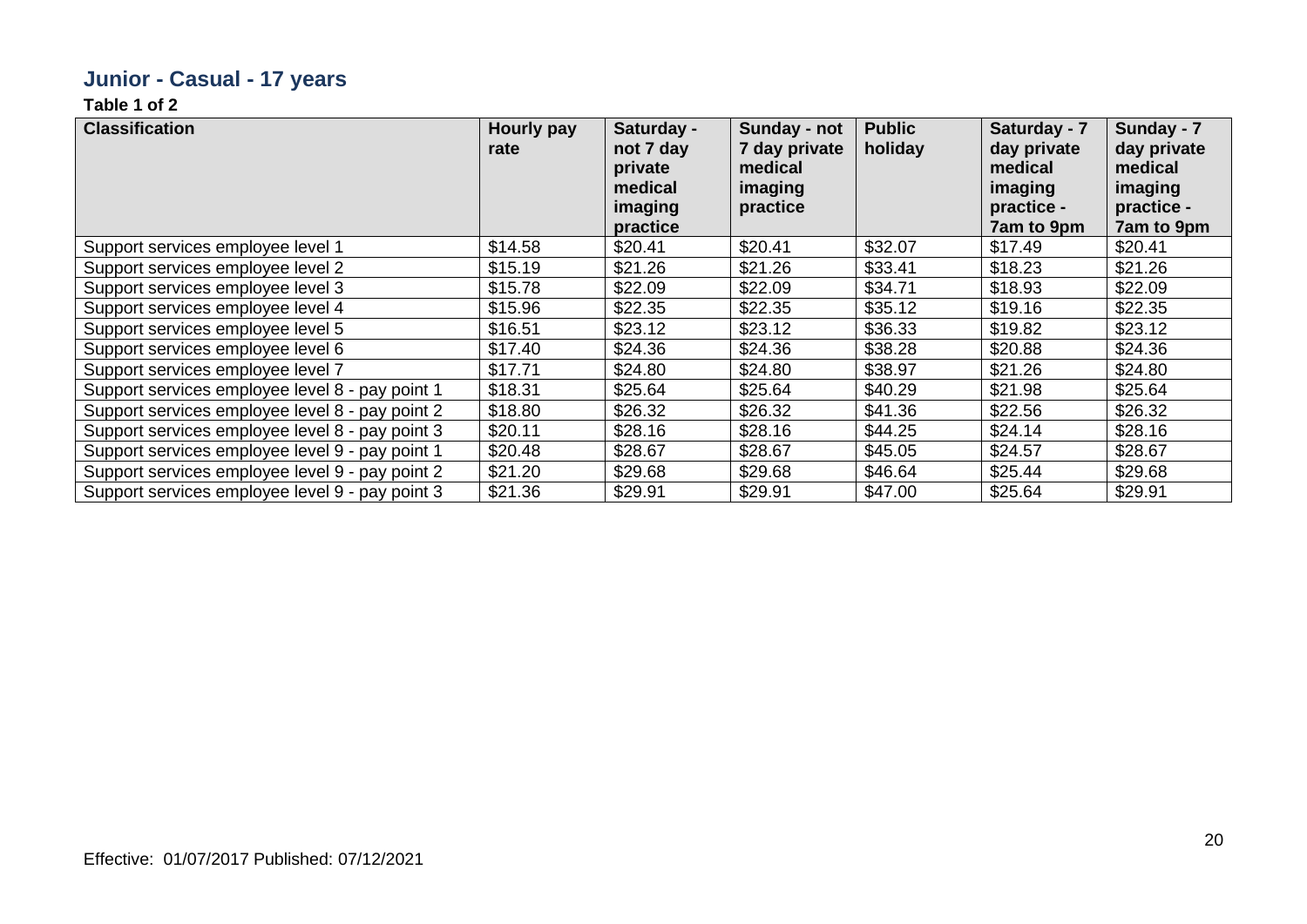## Junior - Casual - 17 years

**Table 1 of 2**

| Classification | Hourly pay rate | Saturday - not 7 day private medical imaging practice | Sunday - not 7 day private medical imaging practice | Public holiday | Saturday - 7 day private medical imaging practice - 7am to 9pm | Sunday - 7 day private medical imaging practice - 7am to 9pm |
|---|---|---|---|---|---|---|
| Support services employee level 1 | $14.58 | $20.41 | $20.41 | $32.07 | $17.49 | $20.41 |
| Support services employee level 2 | $15.19 | $21.26 | $21.26 | $33.41 | $18.23 | $21.26 |
| Support services employee level 3 | $15.78 | $22.09 | $22.09 | $34.71 | $18.93 | $22.09 |
| Support services employee level 4 | $15.96 | $22.35 | $22.35 | $35.12 | $19.16 | $22.35 |
| Support services employee level 5 | $16.51 | $23.12 | $23.12 | $36.33 | $19.82 | $23.12 |
| Support services employee level 6 | $17.40 | $24.36 | $24.36 | $38.28 | $20.88 | $24.36 |
| Support services employee level 7 | $17.71 | $24.80 | $24.80 | $38.97 | $21.26 | $24.80 |
| Support services employee level 8 - pay point 1 | $18.31 | $25.64 | $25.64 | $40.29 | $21.98 | $25.64 |
| Support services employee level 8 - pay point 2 | $18.80 | $26.32 | $26.32 | $41.36 | $22.56 | $26.32 |
| Support services employee level 8 - pay point 3 | $20.11 | $28.16 | $28.16 | $44.25 | $24.14 | $28.16 |
| Support services employee level 9 - pay point 1 | $20.48 | $28.67 | $28.67 | $45.05 | $24.57 | $28.67 |
| Support services employee level 9 - pay point 2 | $21.20 | $29.68 | $29.68 | $46.64 | $25.44 | $29.68 |
| Support services employee level 9 - pay point 3 | $21.36 | $29.91 | $29.91 | $47.00 | $25.64 | $29.91 |

Effective: 01/07/2017 Published: 07/12/2021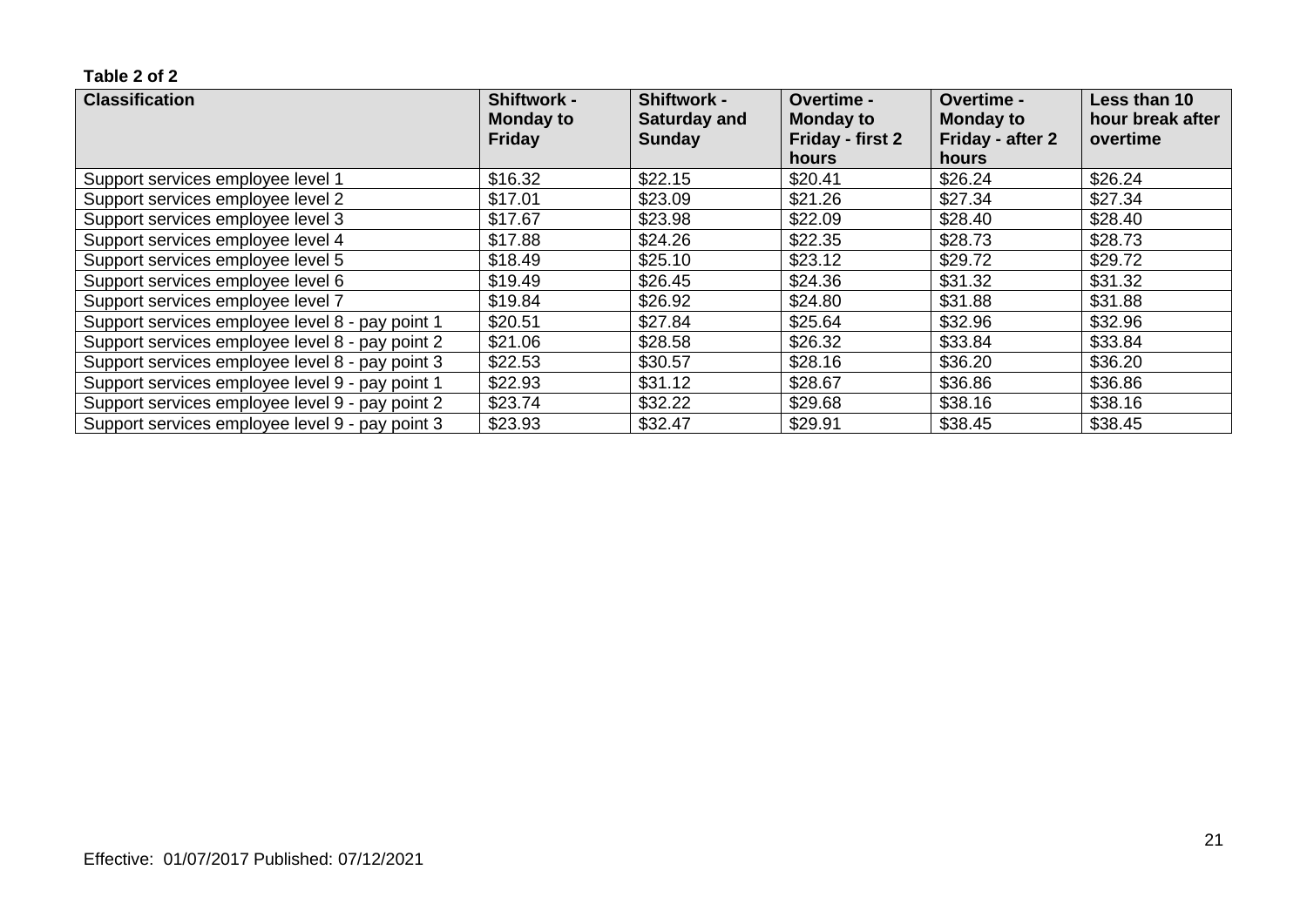**Table 2 of 2**

| Classification | Shiftwork - Monday to Friday | Shiftwork - Saturday and Sunday | Overtime - Monday to Friday - first 2 hours | Overtime - Monday to Friday - after 2 hours | Less than 10 hour break after overtime |
|---|---|---|---|---|---|
| Support services employee level 1 | $16.32 | $22.15 | $20.41 | $26.24 | $26.24 |
| Support services employee level 2 | $17.01 | $23.09 | $21.26 | $27.34 | $27.34 |
| Support services employee level 3 | $17.67 | $23.98 | $22.09 | $28.40 | $28.40 |
| Support services employee level 4 | $17.88 | $24.26 | $22.35 | $28.73 | $28.73 |
| Support services employee level 5 | $18.49 | $25.10 | $23.12 | $29.72 | $29.72 |
| Support services employee level 6 | $19.49 | $26.45 | $24.36 | $31.32 | $31.32 |
| Support services employee level 7 | $19.84 | $26.92 | $24.80 | $31.88 | $31.88 |
| Support services employee level 8 - pay point 1 | $20.51 | $27.84 | $25.64 | $32.96 | $32.96 |
| Support services employee level 8 - pay point 2 | $21.06 | $28.58 | $26.32 | $33.84 | $33.84 |
| Support services employee level 8 - pay point 3 | $22.53 | $30.57 | $28.16 | $36.20 | $36.20 |
| Support services employee level 9 - pay point 1 | $22.93 | $31.12 | $28.67 | $36.86 | $36.86 |
| Support services employee level 9 - pay point 2 | $23.74 | $32.22 | $29.68 | $38.16 | $38.16 |
| Support services employee level 9 - pay point 3 | $23.93 | $32.47 | $29.91 | $38.45 | $38.45 |

Effective: 01/07/2017 Published: 07/12/2021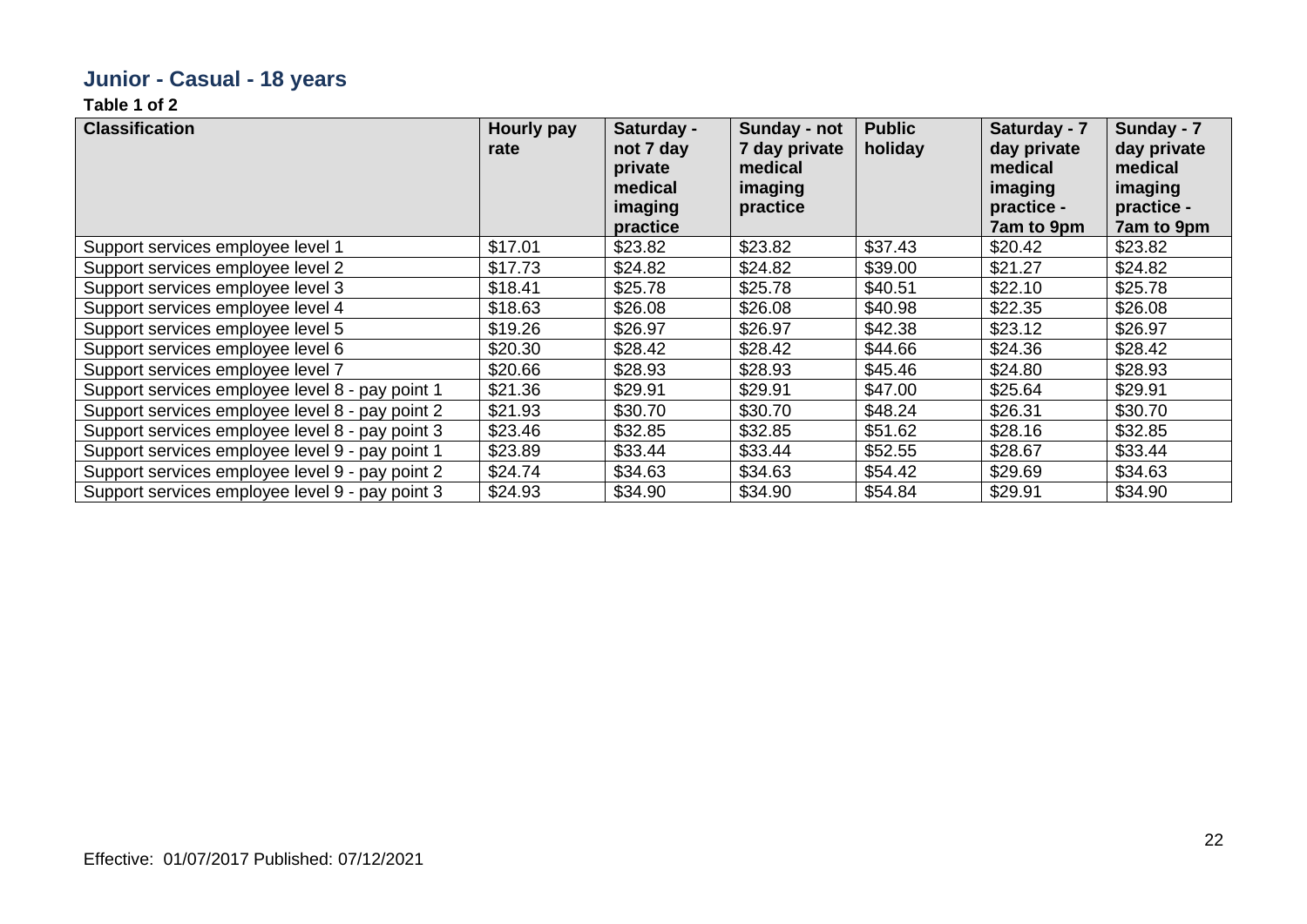## Junior - Casual - 18 years

**Table 1 of 2**

| Classification | Hourly pay rate | Saturday - not 7 day private medical imaging practice | Sunday - not 7 day private medical imaging practice | Public holiday | Saturday - 7 day private medical imaging practice - 7am to 9pm | Sunday - 7 day private medical imaging practice - 7am to 9pm |
|---|---|---|---|---|---|---|
| Support services employee level 1 | $17.01 | $23.82 | $23.82 | $37.43 | $20.42 | $23.82 |
| Support services employee level 2 | $17.73 | $24.82 | $24.82 | $39.00 | $21.27 | $24.82 |
| Support services employee level 3 | $18.41 | $25.78 | $25.78 | $40.51 | $22.10 | $25.78 |
| Support services employee level 4 | $18.63 | $26.08 | $26.08 | $40.98 | $22.35 | $26.08 |
| Support services employee level 5 | $19.26 | $26.97 | $26.97 | $42.38 | $23.12 | $26.97 |
| Support services employee level 6 | $20.30 | $28.42 | $28.42 | $44.66 | $24.36 | $28.42 |
| Support services employee level 7 | $20.66 | $28.93 | $28.93 | $45.46 | $24.80 | $28.93 |
| Support services employee level 8 - pay point 1 | $21.36 | $29.91 | $29.91 | $47.00 | $25.64 | $29.91 |
| Support services employee level 8 - pay point 2 | $21.93 | $30.70 | $30.70 | $48.24 | $26.31 | $30.70 |
| Support services employee level 8 - pay point 3 | $23.46 | $32.85 | $32.85 | $51.62 | $28.16 | $32.85 |
| Support services employee level 9 - pay point 1 | $23.89 | $33.44 | $33.44 | $52.55 | $28.67 | $33.44 |
| Support services employee level 9 - pay point 2 | $24.74 | $34.63 | $34.63 | $54.42 | $29.69 | $34.63 |
| Support services employee level 9 - pay point 3 | $24.93 | $34.90 | $34.90 | $54.84 | $29.91 | $34.90 |

Effective: 01/07/2017 Published: 07/12/2021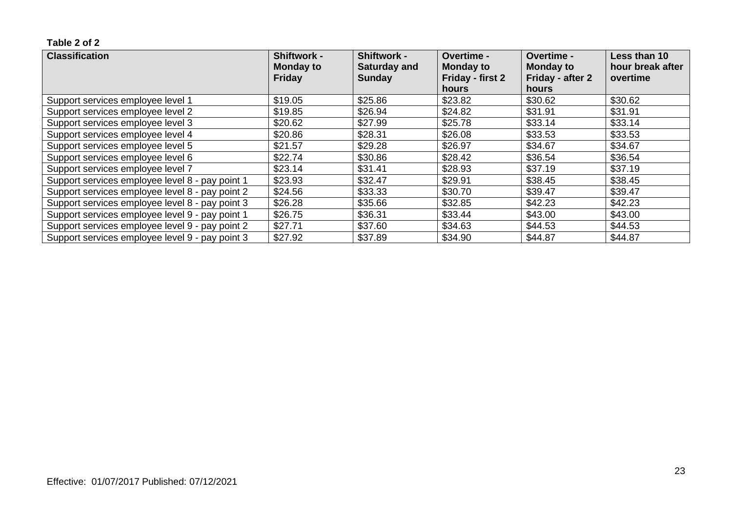**Table 2 of 2**

| Classification | Shiftwork - Monday to Friday | Shiftwork - Saturday and Sunday | Overtime - Monday to Friday - first 2 hours | Overtime - Monday to Friday - after 2 hours | Less than 10 hour break after overtime |
|---|---|---|---|---|---|
| Support services employee level 1 | $19.05 | $25.86 | $23.82 | $30.62 | $30.62 |
| Support services employee level 2 | $19.85 | $26.94 | $24.82 | $31.91 | $31.91 |
| Support services employee level 3 | $20.62 | $27.99 | $25.78 | $33.14 | $33.14 |
| Support services employee level 4 | $20.86 | $28.31 | $26.08 | $33.53 | $33.53 |
| Support services employee level 5 | $21.57 | $29.28 | $26.97 | $34.67 | $34.67 |
| Support services employee level 6 | $22.74 | $30.86 | $28.42 | $36.54 | $36.54 |
| Support services employee level 7 | $23.14 | $31.41 | $28.93 | $37.19 | $37.19 |
| Support services employee level 8 - pay point 1 | $23.93 | $32.47 | $29.91 | $38.45 | $38.45 |
| Support services employee level 8 - pay point 2 | $24.56 | $33.33 | $30.70 | $39.47 | $39.47 |
| Support services employee level 8 - pay point 3 | $26.28 | $35.66 | $32.85 | $42.23 | $42.23 |
| Support services employee level 9 - pay point 1 | $26.75 | $36.31 | $33.44 | $43.00 | $43.00 |
| Support services employee level 9 - pay point 2 | $27.71 | $37.60 | $34.63 | $44.53 | $44.53 |
| Support services employee level 9 - pay point 3 | $27.92 | $37.89 | $34.90 | $44.87 | $44.87 |

Effective: 01/07/2017 Published: 07/12/2021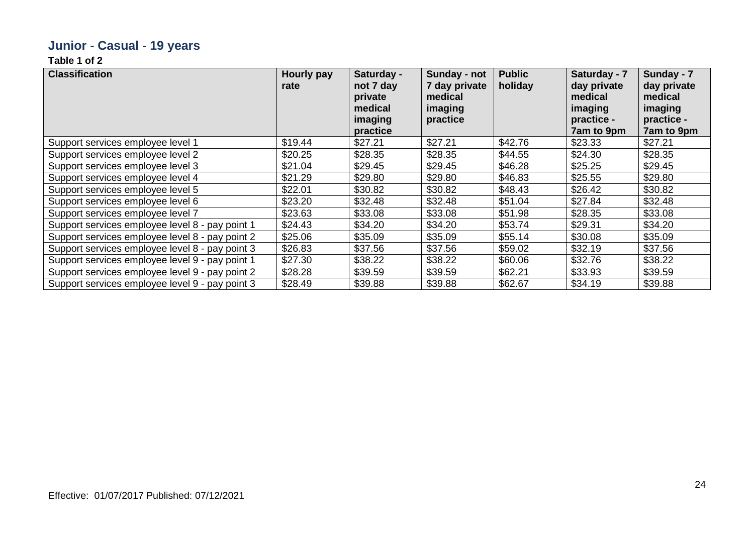## Junior - Casual - 19 years

**Table 1 of 2**

| Classification | Hourly pay rate | Saturday - not 7 day private medical imaging practice | Sunday - not 7 day private medical imaging practice | Public holiday | Saturday - 7 day private medical imaging practice - 7am to 9pm | Sunday - 7 day private medical imaging practice - 7am to 9pm |
|---|---|---|---|---|---|---|
| Support services employee level 1 | $19.44 | $27.21 | $27.21 | $42.76 | $23.33 | $27.21 |
| Support services employee level 2 | $20.25 | $28.35 | $28.35 | $44.55 | $24.30 | $28.35 |
| Support services employee level 3 | $21.04 | $29.45 | $29.45 | $46.28 | $25.25 | $29.45 |
| Support services employee level 4 | $21.29 | $29.80 | $29.80 | $46.83 | $25.55 | $29.80 |
| Support services employee level 5 | $22.01 | $30.82 | $30.82 | $48.43 | $26.42 | $30.82 |
| Support services employee level 6 | $23.20 | $32.48 | $32.48 | $51.04 | $27.84 | $32.48 |
| Support services employee level 7 | $23.63 | $33.08 | $33.08 | $51.98 | $28.35 | $33.08 |
| Support services employee level 8 - pay point 1 | $24.43 | $34.20 | $34.20 | $53.74 | $29.31 | $34.20 |
| Support services employee level 8 - pay point 2 | $25.06 | $35.09 | $35.09 | $55.14 | $30.08 | $35.09 |
| Support services employee level 8 - pay point 3 | $26.83 | $37.56 | $37.56 | $59.02 | $32.19 | $37.56 |
| Support services employee level 9 - pay point 1 | $27.30 | $38.22 | $38.22 | $60.06 | $32.76 | $38.22 |
| Support services employee level 9 - pay point 2 | $28.28 | $39.59 | $39.59 | $62.21 | $33.93 | $39.59 |
| Support services employee level 9 - pay point 3 | $28.49 | $39.88 | $39.88 | $62.67 | $34.19 | $39.88 |

Effective: 01/07/2017 Published: 07/12/2021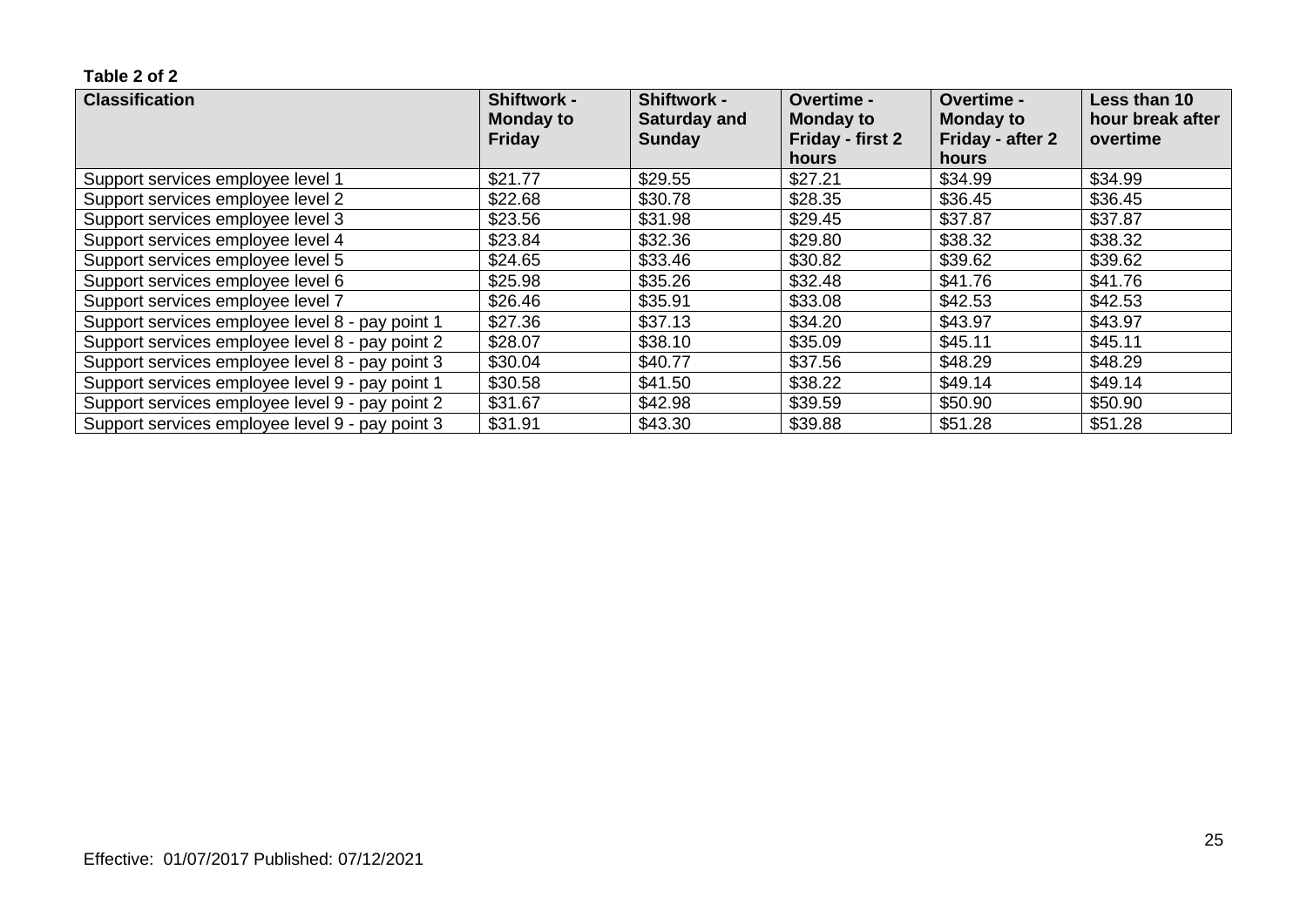**Table 2 of 2**

| Classification | Shiftwork - Monday to Friday | Shiftwork - Saturday and Sunday | Overtime - Monday to Friday - first 2 hours | Overtime - Monday to Friday - after 2 hours | Less than 10 hour break after overtime |
|---|---|---|---|---|---|
| Support services employee level 1 | $21.77 | $29.55 | $27.21 | $34.99 | $34.99 |
| Support services employee level 2 | $22.68 | $30.78 | $28.35 | $36.45 | $36.45 |
| Support services employee level 3 | $23.56 | $31.98 | $29.45 | $37.87 | $37.87 |
| Support services employee level 4 | $23.84 | $32.36 | $29.80 | $38.32 | $38.32 |
| Support services employee level 5 | $24.65 | $33.46 | $30.82 | $39.62 | $39.62 |
| Support services employee level 6 | $25.98 | $35.26 | $32.48 | $41.76 | $41.76 |
| Support services employee level 7 | $26.46 | $35.91 | $33.08 | $42.53 | $42.53 |
| Support services employee level 8 - pay point 1 | $27.36 | $37.13 | $34.20 | $43.97 | $43.97 |
| Support services employee level 8 - pay point 2 | $28.07 | $38.10 | $35.09 | $45.11 | $45.11 |
| Support services employee level 8 - pay point 3 | $30.04 | $40.77 | $37.56 | $48.29 | $48.29 |
| Support services employee level 9 - pay point 1 | $30.58 | $41.50 | $38.22 | $49.14 | $49.14 |
| Support services employee level 9 - pay point 2 | $31.67 | $42.98 | $39.59 | $50.90 | $50.90 |
| Support services employee level 9 - pay point 3 | $31.91 | $43.30 | $39.88 | $51.28 | $51.28 |

Effective: 01/07/2017 Published: 07/12/2021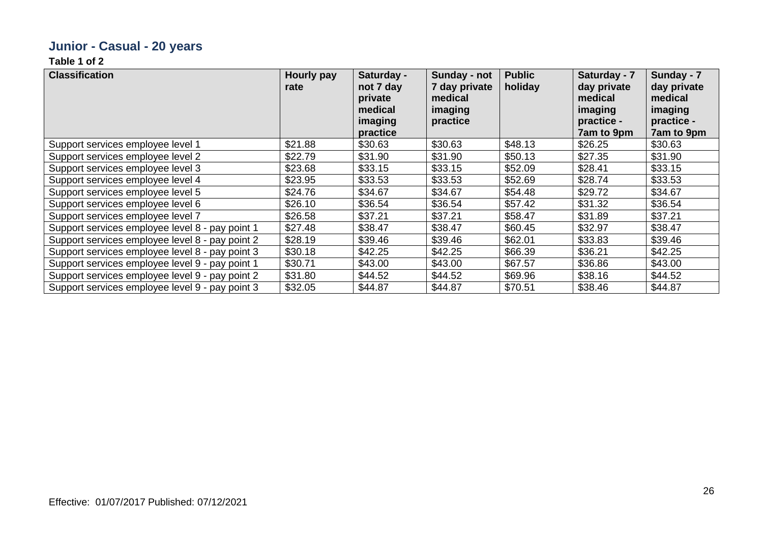## Junior - Casual - 20 years

**Table 1 of 2**

| Classification | Hourly pay rate | Saturday - not 7 day private medical imaging practice | Sunday - not 7 day private medical imaging practice | Public holiday | Saturday - 7 day private medical imaging practice - 7am to 9pm | Sunday - 7 day private medical imaging practice - 7am to 9pm |
|---|---|---|---|---|---|---|
| Support services employee level 1 | $21.88 | $30.63 | $30.63 | $48.13 | $26.25 | $30.63 |
| Support services employee level 2 | $22.79 | $31.90 | $31.90 | $50.13 | $27.35 | $31.90 |
| Support services employee level 3 | $23.68 | $33.15 | $33.15 | $52.09 | $28.41 | $33.15 |
| Support services employee level 4 | $23.95 | $33.53 | $33.53 | $52.69 | $28.74 | $33.53 |
| Support services employee level 5 | $24.76 | $34.67 | $34.67 | $54.48 | $29.72 | $34.67 |
| Support services employee level 6 | $26.10 | $36.54 | $36.54 | $57.42 | $31.32 | $36.54 |
| Support services employee level 7 | $26.58 | $37.21 | $37.21 | $58.47 | $31.89 | $37.21 |
| Support services employee level 8 - pay point 1 | $27.48 | $38.47 | $38.47 | $60.45 | $32.97 | $38.47 |
| Support services employee level 8 - pay point 2 | $28.19 | $39.46 | $39.46 | $62.01 | $33.83 | $39.46 |
| Support services employee level 8 - pay point 3 | $30.18 | $42.25 | $42.25 | $66.39 | $36.21 | $42.25 |
| Support services employee level 9 - pay point 1 | $30.71 | $43.00 | $43.00 | $67.57 | $36.86 | $43.00 |
| Support services employee level 9 - pay point 2 | $31.80 | $44.52 | $44.52 | $69.96 | $38.16 | $44.52 |
| Support services employee level 9 - pay point 3 | $32.05 | $44.87 | $44.87 | $70.51 | $38.46 | $44.87 |

Effective: 01/07/2017 Published: 07/12/2021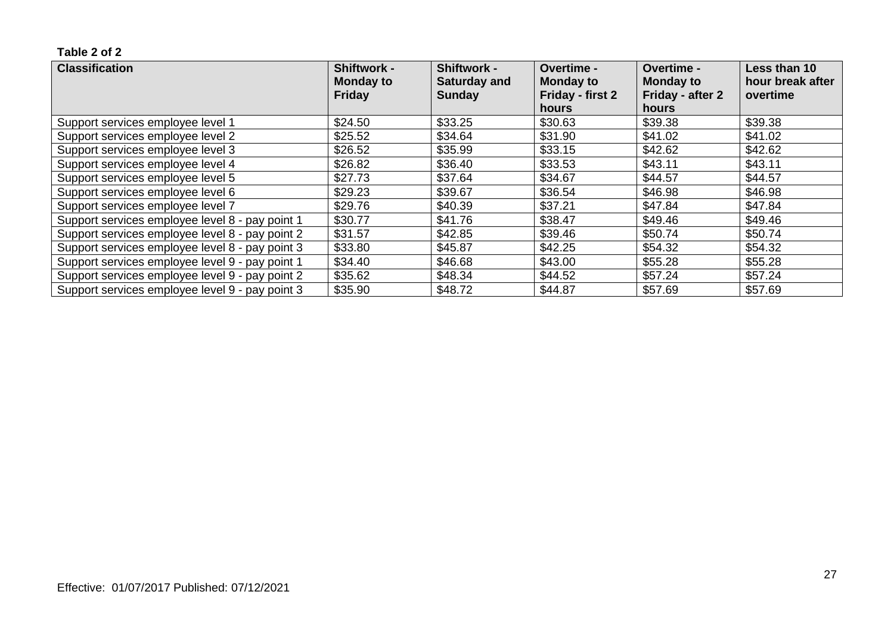**Table 2 of 2**

| Classification | Shiftwork - Monday to Friday | Shiftwork - Saturday and Sunday | Overtime - Monday to Friday - first 2 hours | Overtime - Monday to Friday - after 2 hours | Less than 10 hour break after overtime |
|---|---|---|---|---|---|
| Support services employee level 1 | $24.50 | $33.25 | $30.63 | $39.38 | $39.38 |
| Support services employee level 2 | $25.52 | $34.64 | $31.90 | $41.02 | $41.02 |
| Support services employee level 3 | $26.52 | $35.99 | $33.15 | $42.62 | $42.62 |
| Support services employee level 4 | $26.82 | $36.40 | $33.53 | $43.11 | $43.11 |
| Support services employee level 5 | $27.73 | $37.64 | $34.67 | $44.57 | $44.57 |
| Support services employee level 6 | $29.23 | $39.67 | $36.54 | $46.98 | $46.98 |
| Support services employee level 7 | $29.76 | $40.39 | $37.21 | $47.84 | $47.84 |
| Support services employee level 8 - pay point 1 | $30.77 | $41.76 | $38.47 | $49.46 | $49.46 |
| Support services employee level 8 - pay point 2 | $31.57 | $42.85 | $39.46 | $50.74 | $50.74 |
| Support services employee level 8 - pay point 3 | $33.80 | $45.87 | $42.25 | $54.32 | $54.32 |
| Support services employee level 9 - pay point 1 | $34.40 | $46.68 | $43.00 | $55.28 | $55.28 |
| Support services employee level 9 - pay point 2 | $35.62 | $48.34 | $44.52 | $57.24 | $57.24 |
| Support services employee level 9 - pay point 3 | $35.90 | $48.72 | $44.87 | $57.69 | $57.69 |

Effective: 01/07/2017 Published: 07/12/2021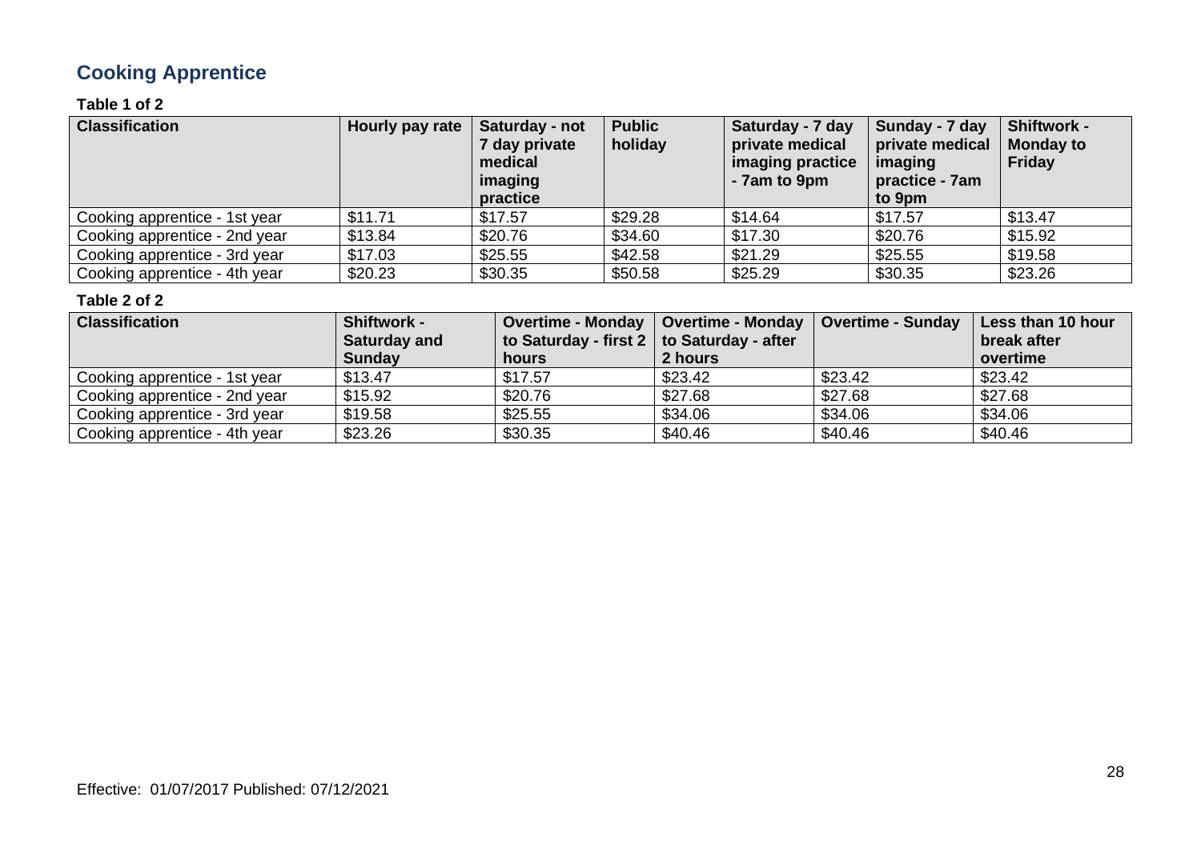## Cooking Apprentice

**Table 1 of 2**

| Classification | Hourly pay rate | Saturday - not 7 day private medical imaging practice | Public holiday | Saturday - 7 day private medical imaging practice - 7am to 9pm | Sunday - 7 day private medical imaging practice - 7am to 9pm | Shiftwork - Monday to Friday |
|---|---|---|---|---|---|---|
| Cooking apprentice - 1st year | $11.71 | $17.57 | $29.28 | $14.64 | $17.57 | $13.47 |
| Cooking apprentice - 2nd year | $13.84 | $20.76 | $34.60 | $17.30 | $20.76 | $15.92 |
| Cooking apprentice - 3rd year | $17.03 | $25.55 | $42.58 | $21.29 | $25.55 | $19.58 |
| Cooking apprentice - 4th year | $20.23 | $30.35 | $50.58 | $25.29 | $30.35 | $23.26 |

**Table 2 of 2**

| Classification | Shiftwork - Saturday and Sunday | Overtime - Monday to Saturday - first 2 hours | Overtime - Monday to Saturday - after 2 hours | Overtime - Sunday | Less than 10 hour break after overtime |
|---|---|---|---|---|---|
| Cooking apprentice - 1st year | $13.47 | $17.57 | $23.42 | $23.42 | $23.42 |
| Cooking apprentice - 2nd year | $15.92 | $20.76 | $27.68 | $27.68 | $27.68 |
| Cooking apprentice - 3rd year | $19.58 | $25.55 | $34.06 | $34.06 | $34.06 |
| Cooking apprentice - 4th year | $23.26 | $30.35 | $40.46 | $40.46 | $40.46 |

Effective: 01/07/2017 Published: 07/12/2021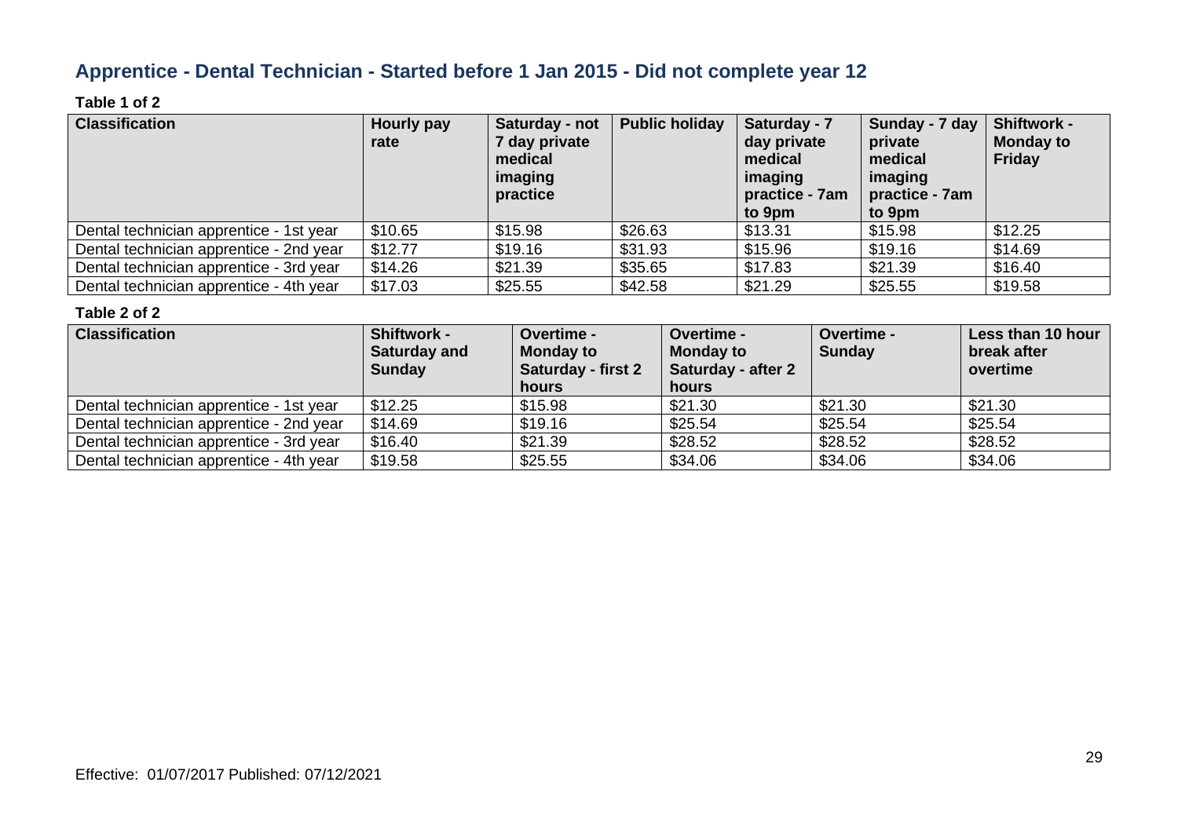## Apprentice - Dental Technician - Started before 1 Jan 2015 - Did not complete year 12

**Table 1 of 2**

| Classification | Hourly pay rate | Saturday - not 7 day private medical imaging practice | Public holiday | Saturday - 7 day private medical imaging practice - 7am to 9pm | Sunday - 7 day private medical imaging practice - 7am to 9pm | Shiftwork - Monday to Friday |
|---|---|---|---|---|---|---|
| Dental technician apprentice - 1st year | $10.65 | $15.98 | $26.63 | $13.31 | $15.98 | $12.25 |
| Dental technician apprentice - 2nd year | $12.77 | $19.16 | $31.93 | $15.96 | $19.16 | $14.69 |
| Dental technician apprentice - 3rd year | $14.26 | $21.39 | $35.65 | $17.83 | $21.39 | $16.40 |
| Dental technician apprentice - 4th year | $17.03 | $25.55 | $42.58 | $21.29 | $25.55 | $19.58 |

**Table 2 of 2**

| Classification | Shiftwork - Saturday and Sunday | Overtime - Monday to Saturday - first 2 hours | Overtime - Monday to Saturday - after 2 hours | Overtime - Sunday | Less than 10 hour break after overtime |
|---|---|---|---|---|---|
| Dental technician apprentice - 1st year | $12.25 | $15.98 | $21.30 | $21.30 | $21.30 |
| Dental technician apprentice - 2nd year | $14.69 | $19.16 | $25.54 | $25.54 | $25.54 |
| Dental technician apprentice - 3rd year | $16.40 | $21.39 | $28.52 | $28.52 | $28.52 |
| Dental technician apprentice - 4th year | $19.58 | $25.55 | $34.06 | $34.06 | $34.06 |

Effective: 01/07/2017 Published: 07/12/2021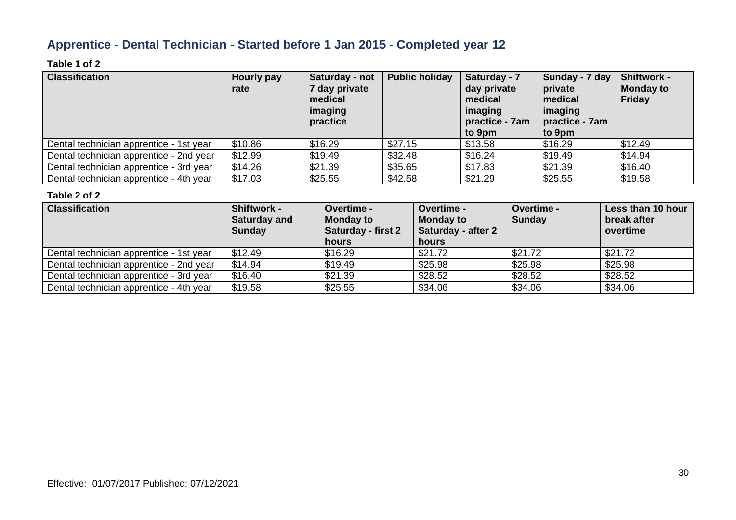## Apprentice - Dental Technician - Started before 1 Jan 2015 - Completed year 12

**Table 1 of 2**

| Classification | Hourly pay rate | Saturday - not 7 day private medical imaging practice | Public holiday | Saturday - 7 day private medical imaging practice - 7am to 9pm | Sunday - 7 day private medical imaging practice - 7am to 9pm | Shiftwork - Monday to Friday |
|---|---|---|---|---|---|---|
| Dental technician apprentice - 1st year | $10.86 | $16.29 | $27.15 | $13.58 | $16.29 | $12.49 |
| Dental technician apprentice - 2nd year | $12.99 | $19.49 | $32.48 | $16.24 | $19.49 | $14.94 |
| Dental technician apprentice - 3rd year | $14.26 | $21.39 | $35.65 | $17.83 | $21.39 | $16.40 |
| Dental technician apprentice - 4th year | $17.03 | $25.55 | $42.58 | $21.29 | $25.55 | $19.58 |

**Table 2 of 2**

| Classification | Shiftwork - Saturday and Sunday | Overtime - Monday to Saturday - first 2 hours | Overtime - Monday to Saturday - after 2 hours | Overtime - Sunday | Less than 10 hour break after overtime |
|---|---|---|---|---|---|
| Dental technician apprentice - 1st year | $12.49 | $16.29 | $21.72 | $21.72 | $21.72 |
| Dental technician apprentice - 2nd year | $14.94 | $19.49 | $25.98 | $25.98 | $25.98 |
| Dental technician apprentice - 3rd year | $16.40 | $21.39 | $28.52 | $28.52 | $28.52 |
| Dental technician apprentice - 4th year | $19.58 | $25.55 | $34.06 | $34.06 | $34.06 |

Effective: 01/07/2017 Published: 07/12/2021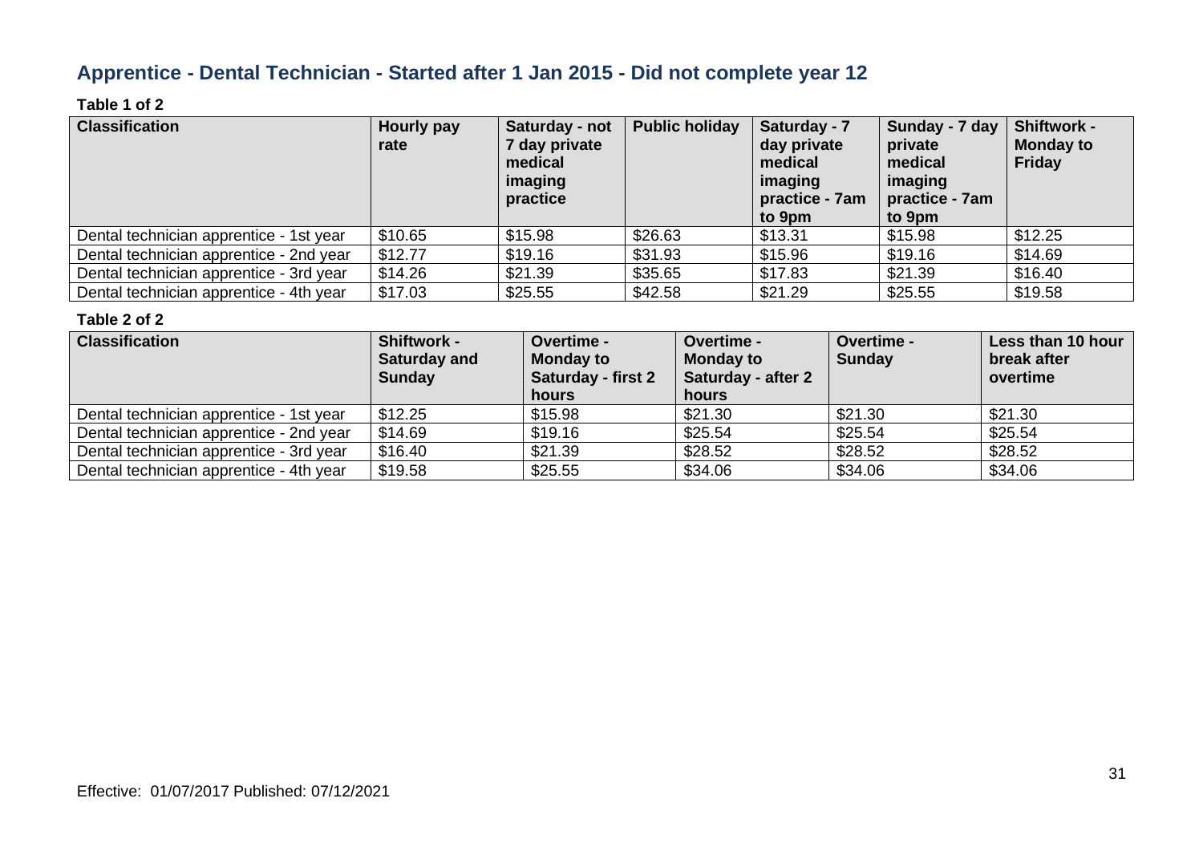## Apprentice - Dental Technician - Started after 1 Jan 2015 - Did not complete year 12

**Table 1 of 2**

| Classification | Hourly pay rate | Saturday - not 7 day private medical imaging practice | Public holiday | Saturday - 7 day private medical imaging practice - 7am to 9pm | Sunday - 7 day private medical imaging practice - 7am to 9pm | Shiftwork - Monday to Friday |
|---|---|---|---|---|---|---|
| Dental technician apprentice - 1st year | $10.65 | $15.98 | $26.63 | $13.31 | $15.98 | $12.25 |
| Dental technician apprentice - 2nd year | $12.77 | $19.16 | $31.93 | $15.96 | $19.16 | $14.69 |
| Dental technician apprentice - 3rd year | $14.26 | $21.39 | $35.65 | $17.83 | $21.39 | $16.40 |
| Dental technician apprentice - 4th year | $17.03 | $25.55 | $42.58 | $21.29 | $25.55 | $19.58 |

**Table 2 of 2**

| Classification | Shiftwork - Saturday and Sunday | Overtime - Monday to Saturday - first 2 hours | Overtime - Monday to Saturday - after 2 hours | Overtime - Sunday | Less than 10 hour break after overtime |
|---|---|---|---|---|---|
| Dental technician apprentice - 1st year | $12.25 | $15.98 | $21.30 | $21.30 | $21.30 |
| Dental technician apprentice - 2nd year | $14.69 | $19.16 | $25.54 | $25.54 | $25.54 |
| Dental technician apprentice - 3rd year | $16.40 | $21.39 | $28.52 | $28.52 | $28.52 |
| Dental technician apprentice - 4th year | $19.58 | $25.55 | $34.06 | $34.06 | $34.06 |

Effective: 01/07/2017 Published: 07/12/2021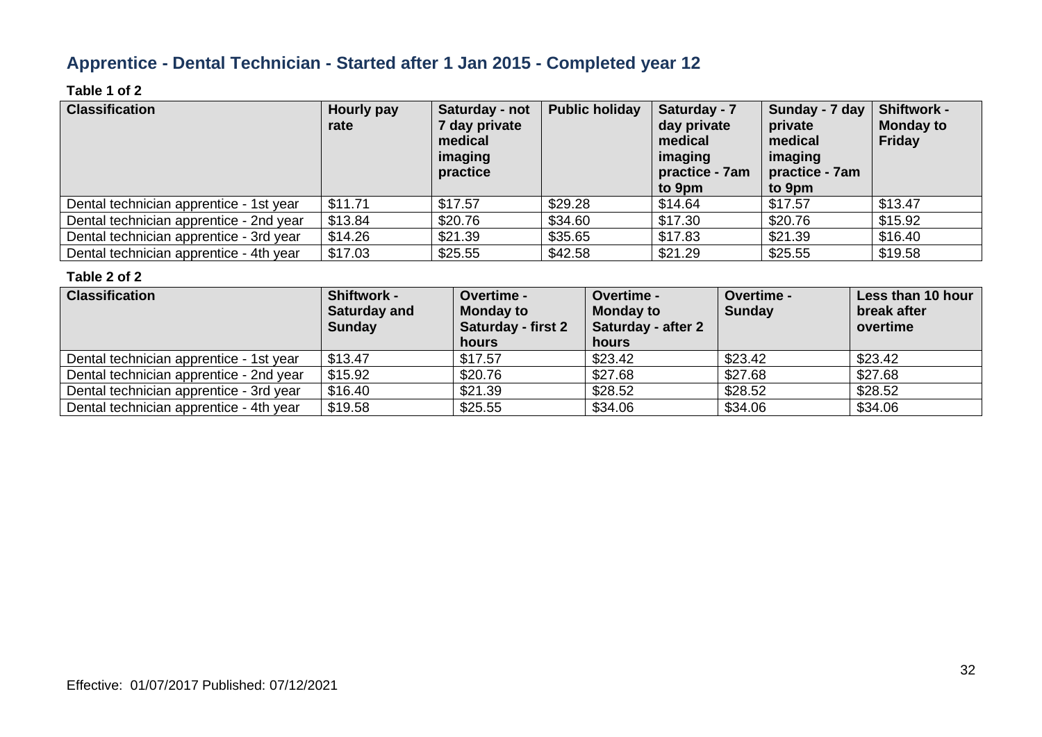## Apprentice - Dental Technician - Started after 1 Jan 2015 - Completed year 12

**Table 1 of 2**

| Classification | Hourly pay rate | Saturday - not 7 day private medical imaging practice | Public holiday | Saturday - 7 day private medical imaging practice - 7am to 9pm | Sunday - 7 day private medical imaging practice - 7am to 9pm | Shiftwork - Monday to Friday |
|---|---|---|---|---|---|---|
| Dental technician apprentice - 1st year | $11.71 | $17.57 | $29.28 | $14.64 | $17.57 | $13.47 |
| Dental technician apprentice - 2nd year | $13.84 | $20.76 | $34.60 | $17.30 | $20.76 | $15.92 |
| Dental technician apprentice - 3rd year | $14.26 | $21.39 | $35.65 | $17.83 | $21.39 | $16.40 |
| Dental technician apprentice - 4th year | $17.03 | $25.55 | $42.58 | $21.29 | $25.55 | $19.58 |

**Table 2 of 2**

| Classification | Shiftwork - Saturday and Sunday | Overtime - Monday to Saturday - first 2 hours | Overtime - Monday to Saturday - after 2 hours | Overtime - Sunday | Less than 10 hour break after overtime |
|---|---|---|---|---|---|
| Dental technician apprentice - 1st year | $13.47 | $17.57 | $23.42 | $23.42 | $23.42 |
| Dental technician apprentice - 2nd year | $15.92 | $20.76 | $27.68 | $27.68 | $27.68 |
| Dental technician apprentice - 3rd year | $16.40 | $21.39 | $28.52 | $28.52 | $28.52 |
| Dental technician apprentice - 4th year | $19.58 | $25.55 | $34.06 | $34.06 | $34.06 |

Effective: 01/07/2017 Published: 07/12/2021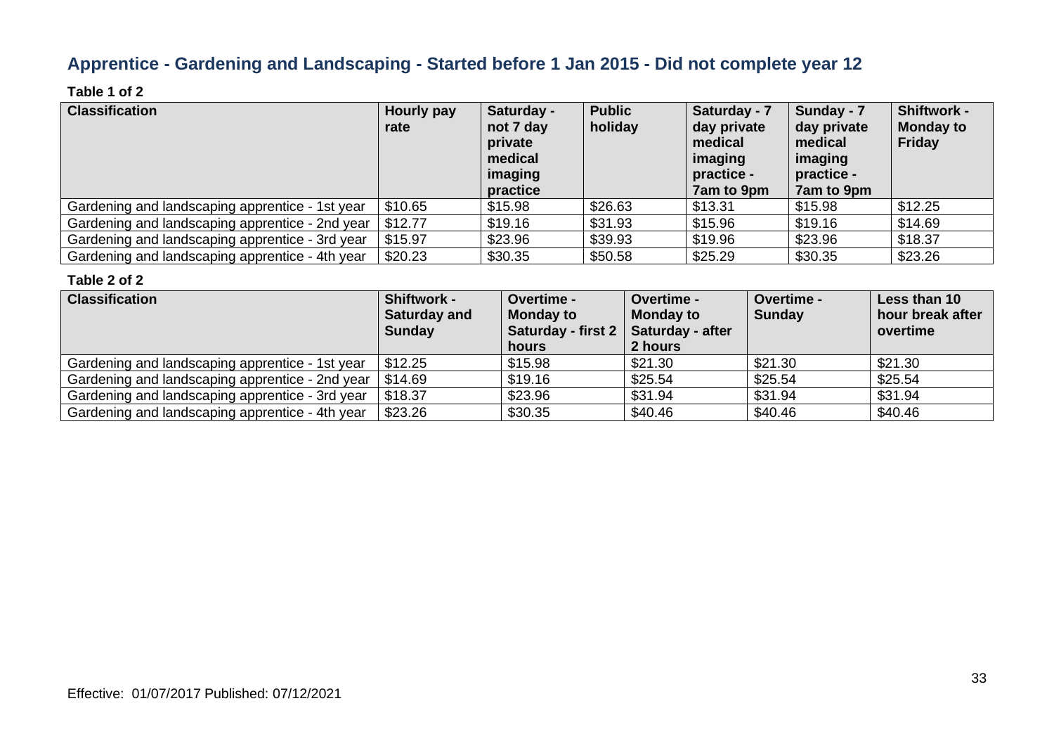## Apprentice - Gardening and Landscaping - Started before 1 Jan 2015 - Did not complete year 12

**Table 1 of 2**

| Classification | Hourly pay rate | Saturday - not 7 day private medical imaging practice | Public holiday | Saturday - 7 day private medical imaging practice - 7am to 9pm | Sunday - 7 day private medical imaging practice - 7am to 9pm | Shiftwork - Monday to Friday |
|---|---|---|---|---|---|---|
| Gardening and landscaping apprentice - 1st year | $10.65 | $15.98 | $26.63 | $13.31 | $15.98 | $12.25 |
| Gardening and landscaping apprentice - 2nd year | $12.77 | $19.16 | $31.93 | $15.96 | $19.16 | $14.69 |
| Gardening and landscaping apprentice - 3rd year | $15.97 | $23.96 | $39.93 | $19.96 | $23.96 | $18.37 |
| Gardening and landscaping apprentice - 4th year | $20.23 | $30.35 | $50.58 | $25.29 | $30.35 | $23.26 |

**Table 2 of 2**

| Classification | Shiftwork - Saturday and Sunday | Overtime - Monday to Saturday - first 2 hours | Overtime - Monday to Saturday - after 2 hours | Overtime - Sunday | Less than 10 hour break after overtime |
|---|---|---|---|---|---|
| Gardening and landscaping apprentice - 1st year | $12.25 | $15.98 | $21.30 | $21.30 | $21.30 |
| Gardening and landscaping apprentice - 2nd year | $14.69 | $19.16 | $25.54 | $25.54 | $25.54 |
| Gardening and landscaping apprentice - 3rd year | $18.37 | $23.96 | $31.94 | $31.94 | $31.94 |
| Gardening and landscaping apprentice - 4th year | $23.26 | $30.35 | $40.46 | $40.46 | $40.46 |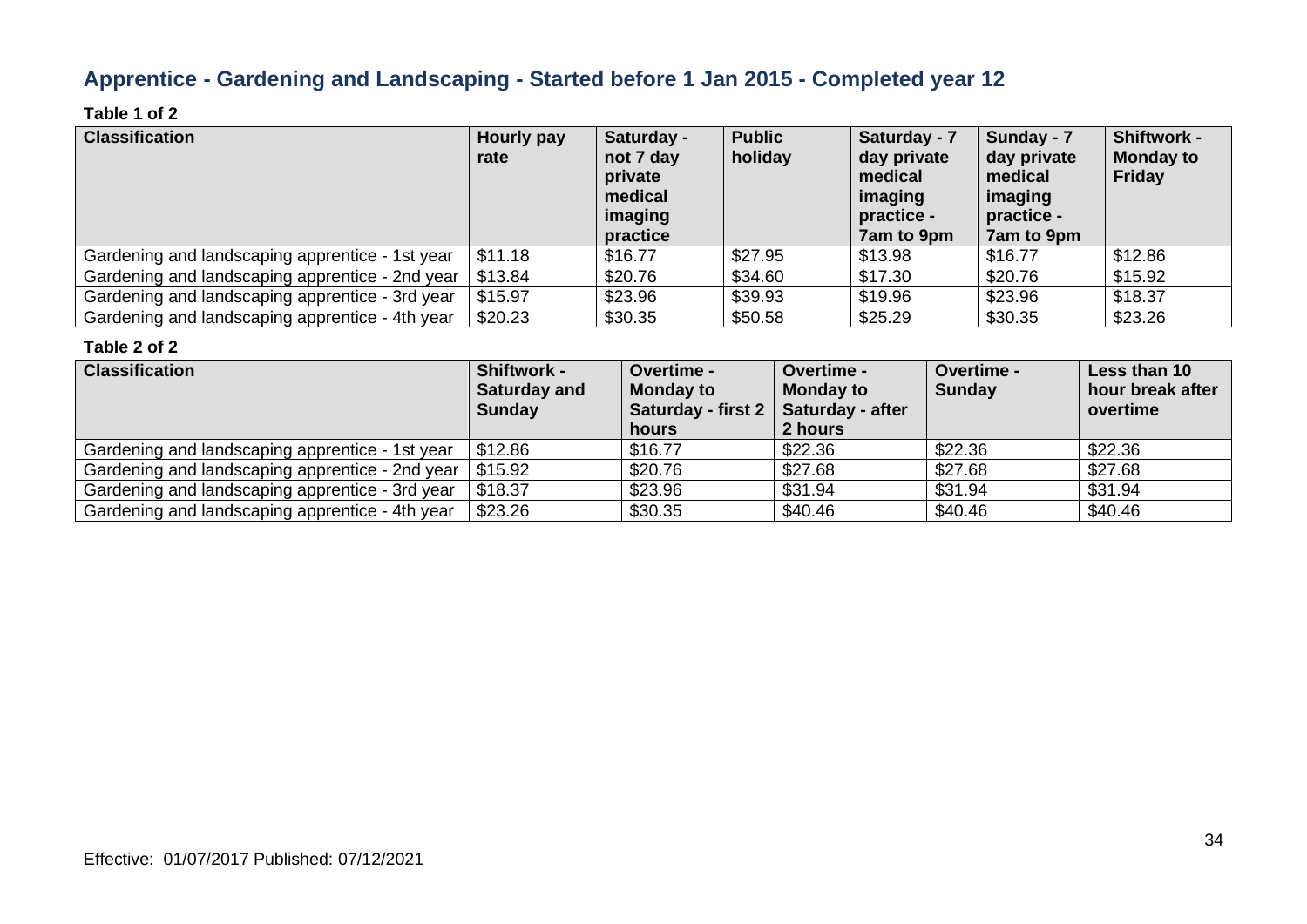## Apprentice - Gardening and Landscaping - Started before 1 Jan 2015 - Completed year 12

**Table 1 of 2**

| Classification | Hourly pay rate | Saturday - not 7 day private medical imaging practice | Public holiday | Saturday - 7 day private medical imaging practice - 7am to 9pm | Sunday - 7 day private medical imaging practice - 7am to 9pm | Shiftwork - Monday to Friday |
|---|---|---|---|---|---|---|
| Gardening and landscaping apprentice - 1st year | $11.18 | $16.77 | $27.95 | $13.98 | $16.77 | $12.86 |
| Gardening and landscaping apprentice - 2nd year | $13.84 | $20.76 | $34.60 | $17.30 | $20.76 | $15.92 |
| Gardening and landscaping apprentice - 3rd year | $15.97 | $23.96 | $39.93 | $19.96 | $23.96 | $18.37 |
| Gardening and landscaping apprentice - 4th year | $20.23 | $30.35 | $50.58 | $25.29 | $30.35 | $23.26 |

**Table 2 of 2**

| Classification | Shiftwork - Saturday and Sunday | Overtime - Monday to Saturday - first 2 hours | Overtime - Monday to Saturday - after 2 hours | Overtime - Sunday | Less than 10 hour break after overtime |
|---|---|---|---|---|---|
| Gardening and landscaping apprentice - 1st year | $12.86 | $16.77 | $22.36 | $22.36 | $22.36 |
| Gardening and landscaping apprentice - 2nd year | $15.92 | $20.76 | $27.68 | $27.68 | $27.68 |
| Gardening and landscaping apprentice - 3rd year | $18.37 | $23.96 | $31.94 | $31.94 | $31.94 |
| Gardening and landscaping apprentice - 4th year | $23.26 | $30.35 | $40.46 | $40.46 | $40.46 |

Effective: 01/07/2017 Published: 07/12/2021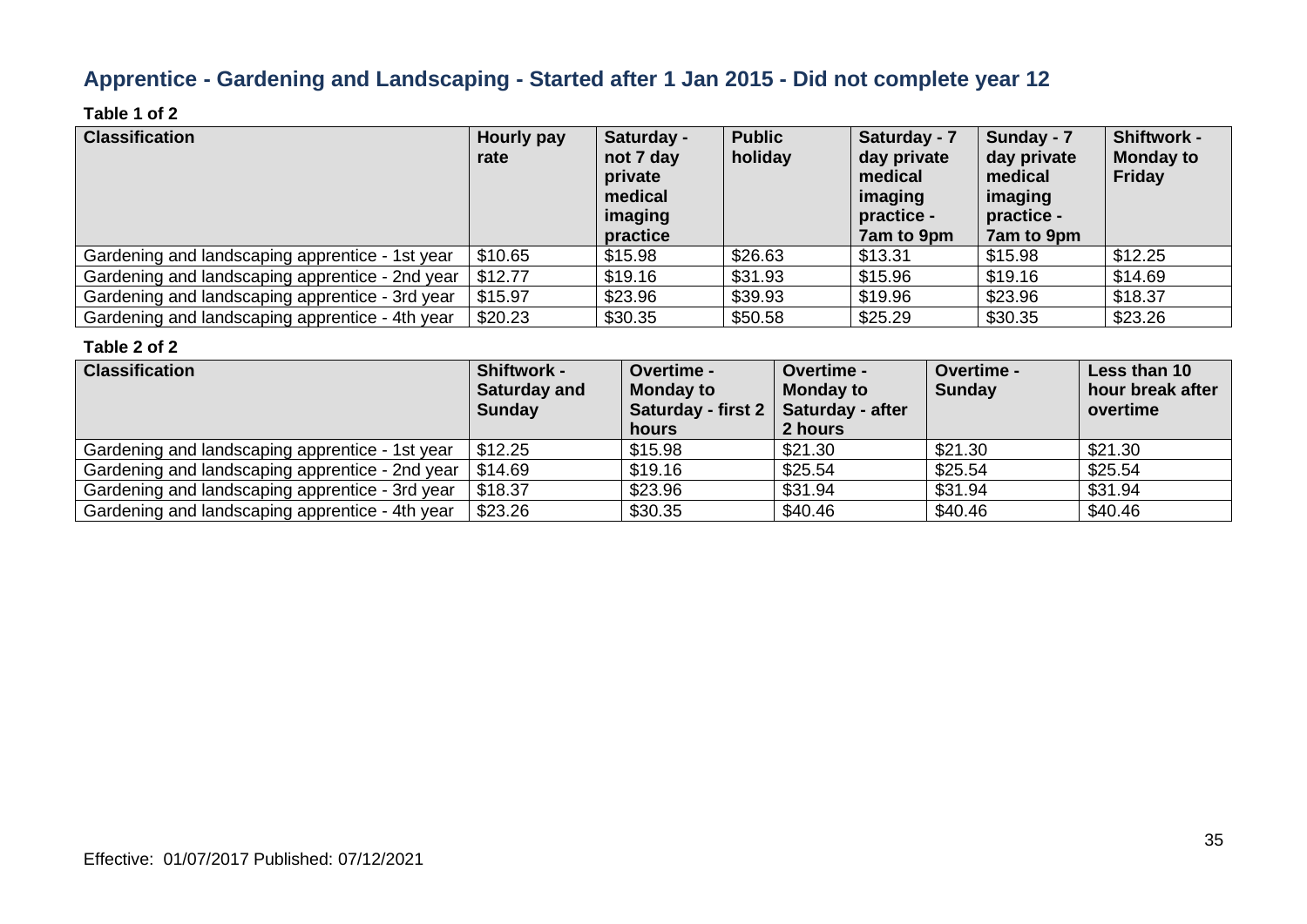## Apprentice - Gardening and Landscaping - Started after 1 Jan 2015 - Did not complete year 12

**Table 1 of 2**

| Classification | Hourly pay rate | Saturday - not 7 day private medical imaging practice | Public holiday | Saturday - 7 day private medical imaging practice - 7am to 9pm | Sunday - 7 day private medical imaging practice - 7am to 9pm | Shiftwork - Monday to Friday |
|---|---|---|---|---|---|---|
| Gardening and landscaping apprentice - 1st year | $10.65 | $15.98 | $26.63 | $13.31 | $15.98 | $12.25 |
| Gardening and landscaping apprentice - 2nd year | $12.77 | $19.16 | $31.93 | $15.96 | $19.16 | $14.69 |
| Gardening and landscaping apprentice - 3rd year | $15.97 | $23.96 | $39.93 | $19.96 | $23.96 | $18.37 |
| Gardening and landscaping apprentice - 4th year | $20.23 | $30.35 | $50.58 | $25.29 | $30.35 | $23.26 |

**Table 2 of 2**

| Classification | Shiftwork - Saturday and Sunday | Overtime - Monday to Saturday - first 2 hours | Overtime - Monday to Saturday - after 2 hours | Overtime - Sunday | Less than 10 hour break after overtime |
|---|---|---|---|---|---|
| Gardening and landscaping apprentice - 1st year | $12.25 | $15.98 | $21.30 | $21.30 | $21.30 |
| Gardening and landscaping apprentice - 2nd year | $14.69 | $19.16 | $25.54 | $25.54 | $25.54 |
| Gardening and landscaping apprentice - 3rd year | $18.37 | $23.96 | $31.94 | $31.94 | $31.94 |
| Gardening and landscaping apprentice - 4th year | $23.26 | $30.35 | $40.46 | $40.46 | $40.46 |

Effective: 01/07/2017 Published: 07/12/2021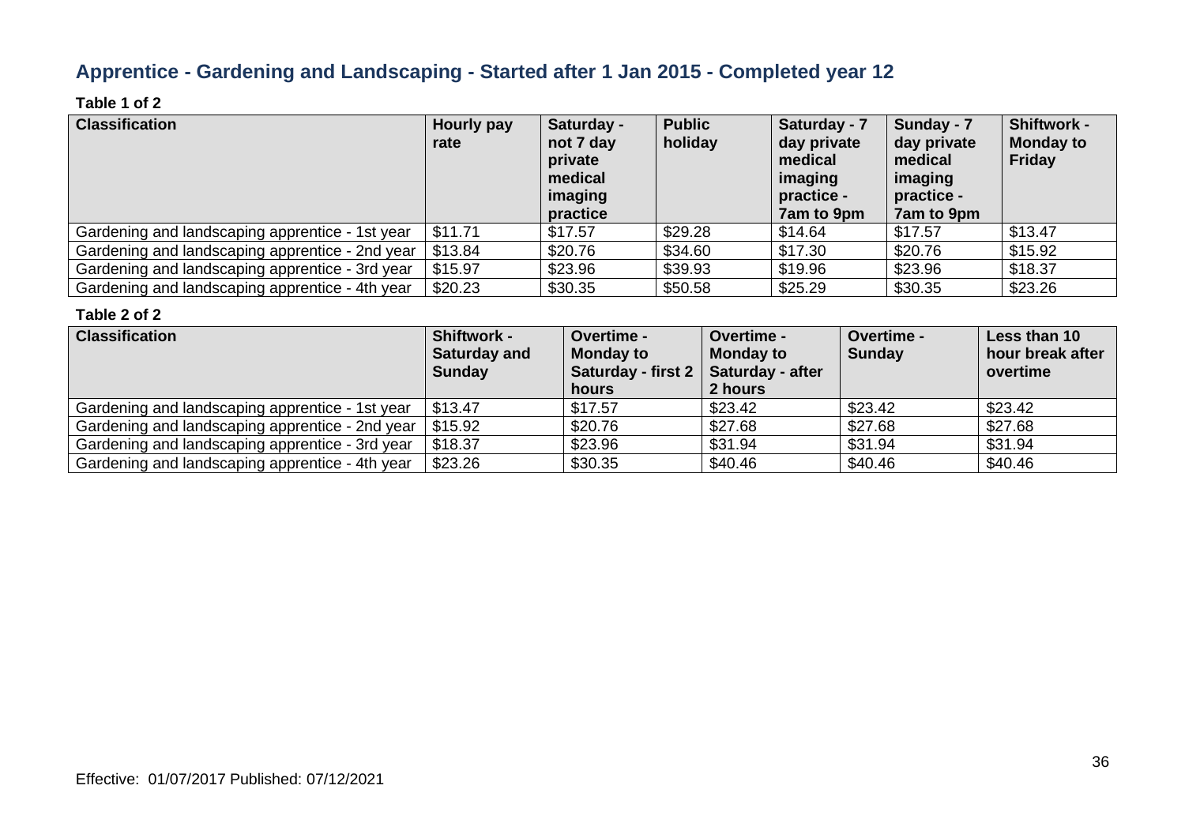## Apprentice - Gardening and Landscaping - Started after 1 Jan 2015 - Completed year 12

**Table 1 of 2**

| Classification | Hourly pay rate | Saturday - not 7 day private medical imaging practice | Public holiday | Saturday - 7 day private medical imaging practice - 7am to 9pm | Sunday - 7 day private medical imaging practice - 7am to 9pm | Shiftwork - Monday to Friday |
|---|---|---|---|---|---|---|
| Gardening and landscaping apprentice - 1st year | $11.71 | $17.57 | $29.28 | $14.64 | $17.57 | $13.47 |
| Gardening and landscaping apprentice - 2nd year | $13.84 | $20.76 | $34.60 | $17.30 | $20.76 | $15.92 |
| Gardening and landscaping apprentice - 3rd year | $15.97 | $23.96 | $39.93 | $19.96 | $23.96 | $18.37 |
| Gardening and landscaping apprentice - 4th year | $20.23 | $30.35 | $50.58 | $25.29 | $30.35 | $23.26 |

**Table 2 of 2**

| Classification | Shiftwork - Saturday and Sunday | Overtime - Monday to Saturday - first 2 hours | Overtime - Monday to Saturday - after 2 hours | Overtime - Sunday | Less than 10 hour break after overtime |
|---|---|---|---|---|---|
| Gardening and landscaping apprentice - 1st year | $13.47 | $17.57 | $23.42 | $23.42 | $23.42 |
| Gardening and landscaping apprentice - 2nd year | $15.92 | $20.76 | $27.68 | $27.68 | $27.68 |
| Gardening and landscaping apprentice - 3rd year | $18.37 | $23.96 | $31.94 | $31.94 | $31.94 |
| Gardening and landscaping apprentice - 4th year | $23.26 | $30.35 | $40.46 | $40.46 | $40.46 |

Effective: 01/07/2017 Published: 07/12/2021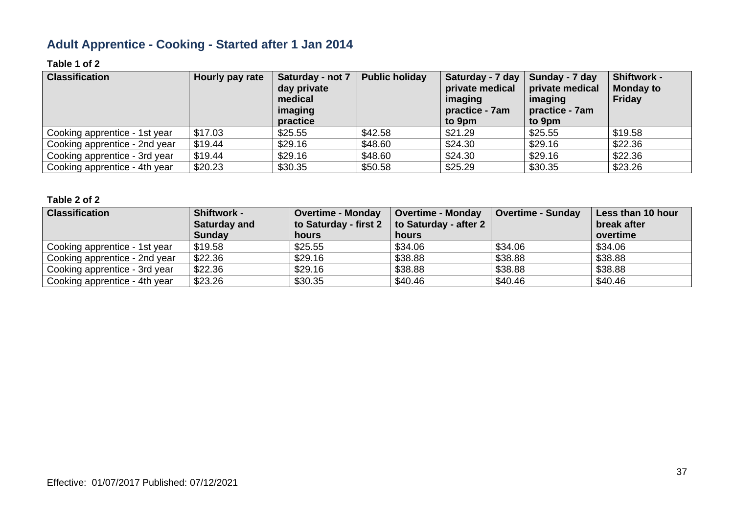## Adult Apprentice - Cooking - Started after 1 Jan 2014

**Table 1 of 2**

| Classification | Hourly pay rate | Saturday - not 7 day private medical imaging practice | Public holiday | Saturday - 7 day private medical imaging practice - 7am to 9pm | Sunday - 7 day private medical imaging practice - 7am to 9pm | Shiftwork - Monday to Friday |
|---|---|---|---|---|---|---|
| Cooking apprentice - 1st year | $17.03 | $25.55 | $42.58 | $21.29 | $25.55 | $19.58 |
| Cooking apprentice - 2nd year | $19.44 | $29.16 | $48.60 | $24.30 | $29.16 | $22.36 |
| Cooking apprentice - 3rd year | $19.44 | $29.16 | $48.60 | $24.30 | $29.16 | $22.36 |
| Cooking apprentice - 4th year | $20.23 | $30.35 | $50.58 | $25.29 | $30.35 | $23.26 |

**Table 2 of 2**

| Classification | Shiftwork - Saturday and Sunday | Overtime - Monday to Saturday - first 2 hours | Overtime - Monday to Saturday - after 2 hours | Overtime - Sunday | Less than 10 hour break after overtime |
|---|---|---|---|---|---|
| Cooking apprentice - 1st year | $19.58 | $25.55 | $34.06 | $34.06 | $34.06 |
| Cooking apprentice - 2nd year | $22.36 | $29.16 | $38.88 | $38.88 | $38.88 |
| Cooking apprentice - 3rd year | $22.36 | $29.16 | $38.88 | $38.88 | $38.88 |
| Cooking apprentice - 4th year | $23.26 | $30.35 | $40.46 | $40.46 | $40.46 |

Effective: 01/07/2017 Published: 07/12/2021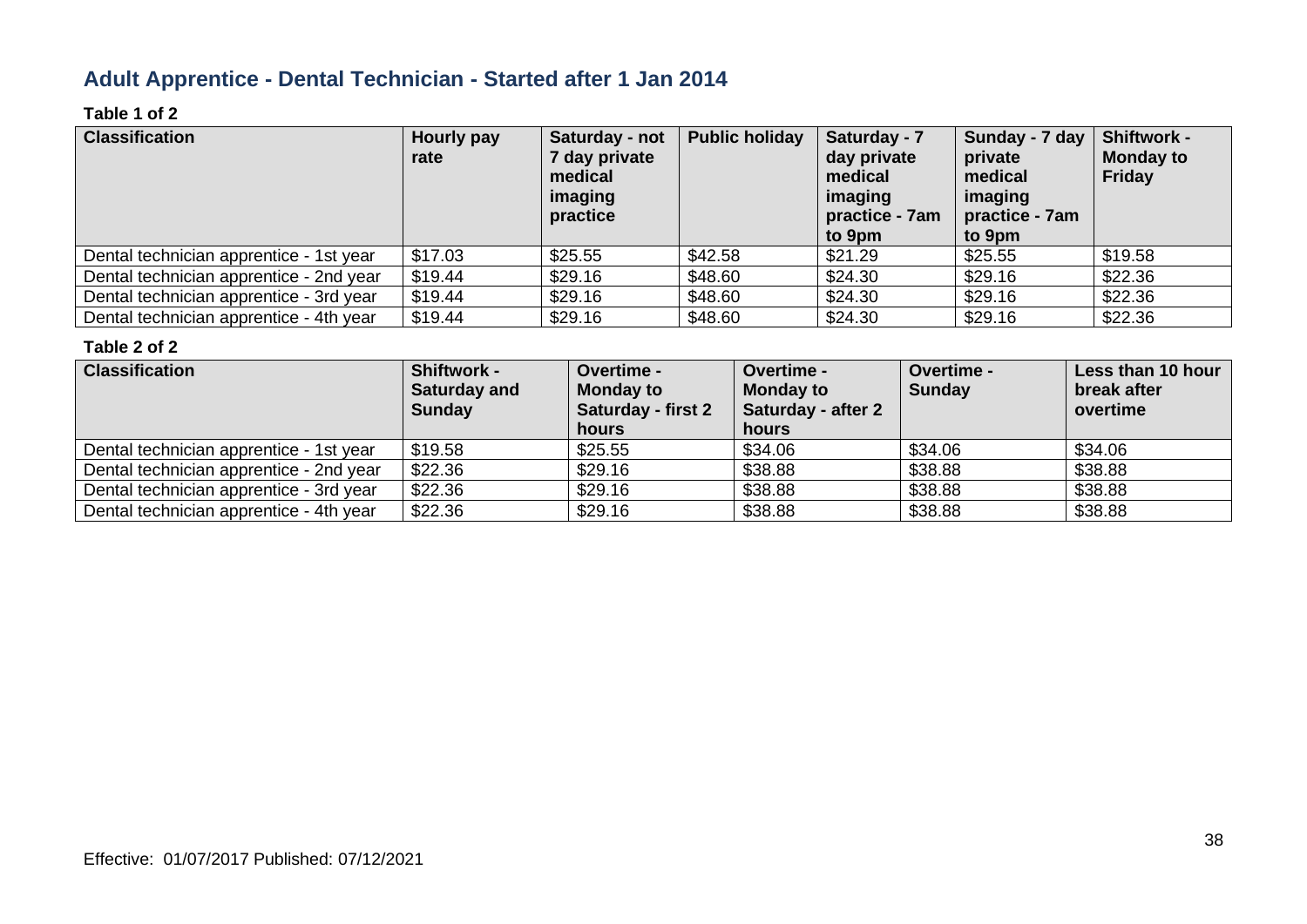## Adult Apprentice - Dental Technician - Started after 1 Jan 2014

**Table 1 of 2**

| Classification | Hourly pay rate | Saturday - not 7 day private medical imaging practice | Public holiday | Saturday - 7 day private medical imaging practice - 7am to 9pm | Sunday - 7 day private medical imaging practice - 7am to 9pm | Shiftwork - Monday to Friday |
|---|---|---|---|---|---|---|
| Dental technician apprentice - 1st year | $17.03 | $25.55 | $42.58 | $21.29 | $25.55 | $19.58 |
| Dental technician apprentice - 2nd year | $19.44 | $29.16 | $48.60 | $24.30 | $29.16 | $22.36 |
| Dental technician apprentice - 3rd year | $19.44 | $29.16 | $48.60 | $24.30 | $29.16 | $22.36 |
| Dental technician apprentice - 4th year | $19.44 | $29.16 | $48.60 | $24.30 | $29.16 | $22.36 |

**Table 2 of 2**

| Classification | Shiftwork - Saturday and Sunday | Overtime - Monday to Saturday - first 2 hours | Overtime - Monday to Saturday - after 2 hours | Overtime - Sunday | Less than 10 hour break after overtime |
|---|---|---|---|---|---|
| Dental technician apprentice - 1st year | $19.58 | $25.55 | $34.06 | $34.06 | $34.06 |
| Dental technician apprentice - 2nd year | $22.36 | $29.16 | $38.88 | $38.88 | $38.88 |
| Dental technician apprentice - 3rd year | $22.36 | $29.16 | $38.88 | $38.88 | $38.88 |
| Dental technician apprentice - 4th year | $22.36 | $29.16 | $38.88 | $38.88 | $38.88 |

Effective: 01/07/2017 Published: 07/12/2021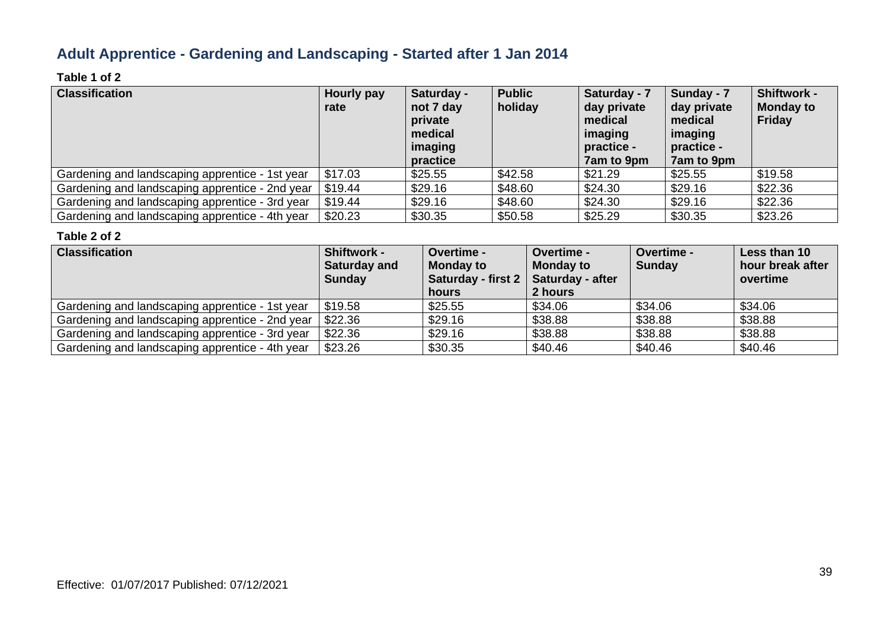## Adult Apprentice - Gardening and Landscaping - Started after 1 Jan 2014

**Table 1 of 2**

| Classification | Hourly pay rate | Saturday - not 7 day private medical imaging practice | Public holiday | Saturday - 7 day private medical imaging practice - 7am to 9pm | Sunday - 7 day private medical imaging practice - 7am to 9pm | Shiftwork - Monday to Friday |
|---|---|---|---|---|---|---|
| Gardening and landscaping apprentice - 1st year | \$17.03 | \$25.55 | \$42.58 | \$21.29 | \$25.55 | \$19.58 |
| Gardening and landscaping apprentice - 2nd year | \$19.44 | \$29.16 | \$48.60 | \$24.30 | \$29.16 | \$22.36 |
| Gardening and landscaping apprentice - 3rd year | \$19.44 | \$29.16 | \$48.60 | \$24.30 | \$29.16 | \$22.36 |
| Gardening and landscaping apprentice - 4th year | \$20.23 | \$30.35 | \$50.58 | \$25.29 | \$30.35 | \$23.26 |

**Table 2 of 2**

| Classification | Shiftwork - Saturday and Sunday | Overtime - Monday to Saturday - first 2 hours | Overtime - Monday to Saturday - after 2 hours | Overtime - Sunday | Less than 10 hour break after overtime |
|---|---|---|---|---|---|
| Gardening and landscaping apprentice - 1st year | \$19.58 | \$25.55 | \$34.06 | \$34.06 | \$34.06 |
| Gardening and landscaping apprentice - 2nd year | \$22.36 | \$29.16 | \$38.88 | \$38.88 | \$38.88 |
| Gardening and landscaping apprentice - 3rd year | \$22.36 | \$29.16 | \$38.88 | \$38.88 | \$38.88 |
| Gardening and landscaping apprentice - 4th year | \$23.26 | \$30.35 | \$40.46 | \$40.46 | \$40.46 |

Effective: 01/07/2017 Published: 07/12/2021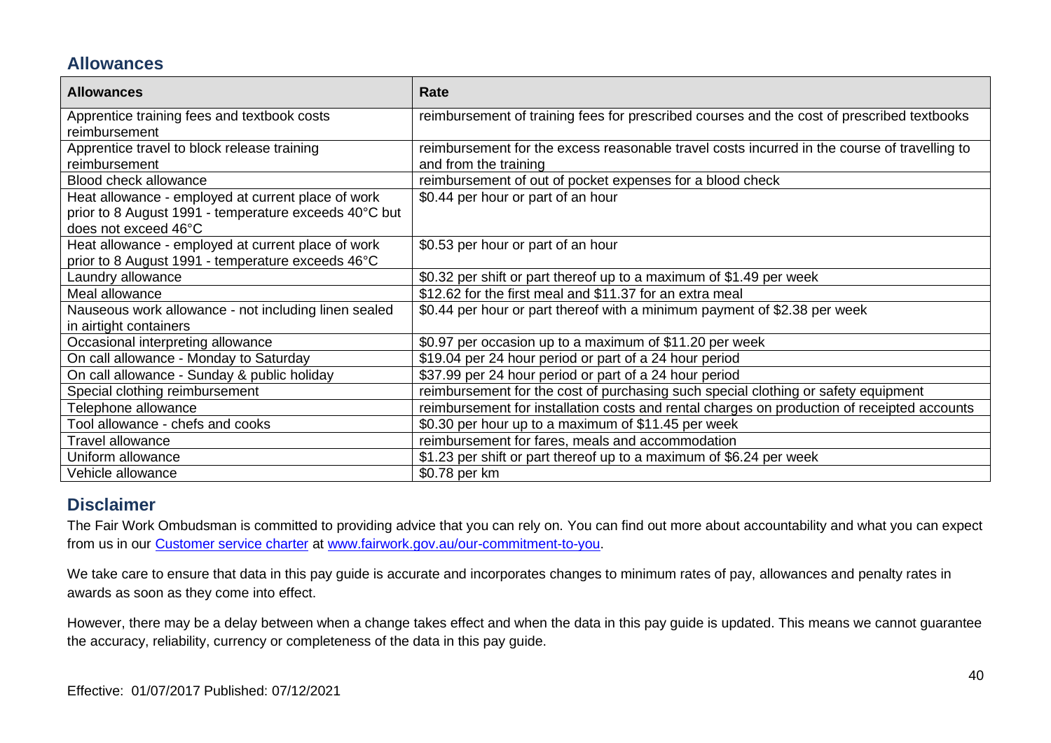## Allowances

| Allowances | Rate |
| --- | --- |
| Apprentice training fees and textbook costs reimbursement | reimbursement of training fees for prescribed courses and the cost of prescribed textbooks |
| Apprentice travel to block release training reimbursement | reimbursement for the excess reasonable travel costs incurred in the course of travelling to and from the training |
| Blood check allowance | reimbursement of out of pocket expenses for a blood check |
| Heat allowance - employed at current place of work prior to 8 August 1991 - temperature exceeds 40°C but does not exceed 46°C | $0.44 per hour or part of an hour |
| Heat allowance - employed at current place of work prior to 8 August 1991 - temperature exceeds 46°C | $0.53 per hour or part of an hour |
| Laundry allowance | $0.32 per shift or part thereof up to a maximum of $1.49 per week |
| Meal allowance | $12.62 for the first meal and $11.37 for an extra meal |
| Nauseous work allowance - not including linen sealed in airtight containers | $0.44 per hour or part thereof with a minimum payment of $2.38 per week |
| Occasional interpreting allowance | $0.97 per occasion up to a maximum of $11.20 per week |
| On call allowance - Monday to Saturday | $19.04 per 24 hour period or part of a 24 hour period |
| On call allowance - Sunday & public holiday | $37.99 per 24 hour period or part of a 24 hour period |
| Special clothing reimbursement | reimbursement for the cost of purchasing such special clothing or safety equipment |
| Telephone allowance | reimbursement for installation costs and rental charges on production of receipted accounts |
| Tool allowance - chefs and cooks | $0.30 per hour up to a maximum of $11.45 per week |
| Travel allowance | reimbursement for fares, meals and accommodation |
| Uniform allowance | $1.23 per shift or part thereof up to a maximum of $6.24 per week |
| Vehicle allowance | $0.78 per km |

## Disclaimer

The Fair Work Ombudsman is committed to providing advice that you can rely on. You can find out more about accountability and what you can expect from us in our Customer service charter at www.fairwork.gov.au/our-commitment-to-you.

We take care to ensure that data in this pay guide is accurate and incorporates changes to minimum rates of pay, allowances and penalty rates in awards as soon as they come into effect.

However, there may be a delay between when a change takes effect and when the data in this pay guide is updated. This means we cannot guarantee the accuracy, reliability, currency or completeness of the data in this pay guide.

Effective: 01/07/2017 Published: 07/12/2021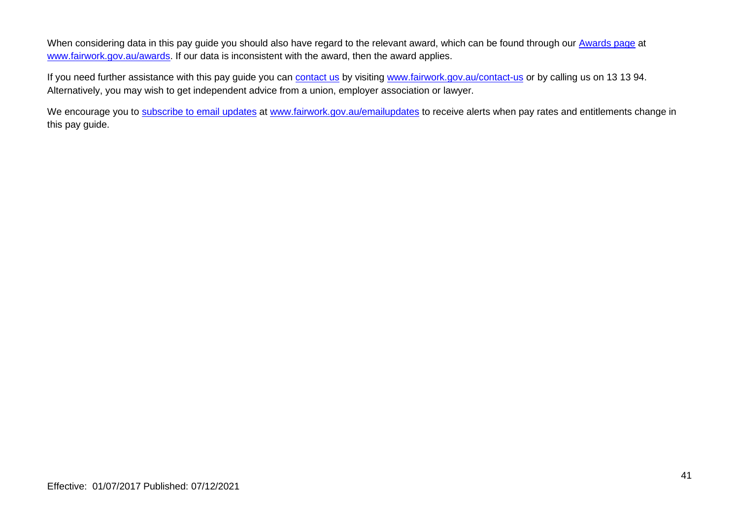When considering data in this pay guide you should also have regard to the relevant award, which can be found through our [Awards page](www.fairwork.gov.au/awards) at [www.fairwork.gov.au/awards](www.fairwork.gov.au/awards). If our data is inconsistent with the award, then the award applies.

If you need further assistance with this pay guide you can [contact us](www.fairwork.gov.au/contact-us) by visiting [www.fairwork.gov.au/contact-us](www.fairwork.gov.au/contact-us) or by calling us on 13 13 94. Alternatively, you may wish to get independent advice from a union, employer association or lawyer.

We encourage you to [subscribe to email updates](www.fairwork.gov.au/emailupdates) at [www.fairwork.gov.au/emailupdates](www.fairwork.gov.au/emailupdates) to receive alerts when pay rates and entitlements change in this pay guide.

Effective: 01/07/2017 Published: 07/12/2021